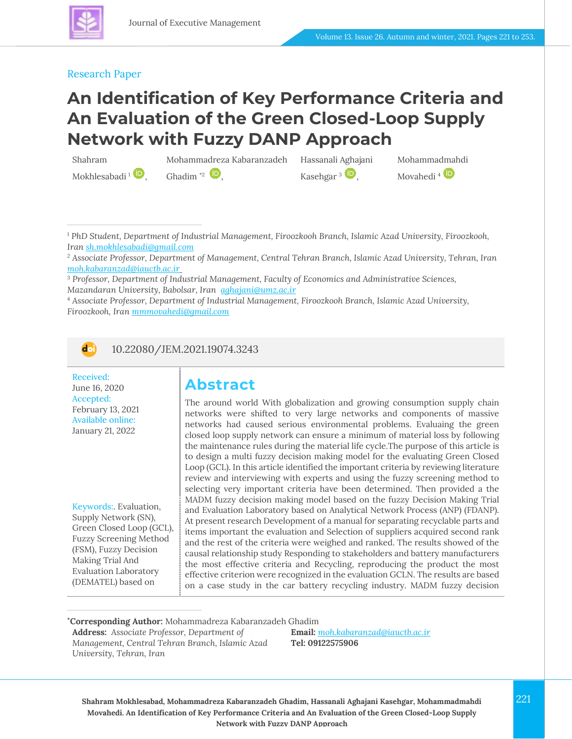Research Paper

# An Identification of Key Performance Criteria and An Evaluation of the Green Closed-Loop Supply Network with Fuzzy DANP Approach

Shahram Mokhlesabadi [1], Mohammadreza Kabaranzadeh Ghadim [*2], Hassanali Aghajani Kasehgar [3], Mohammadmahdi Movahedi [4]

[1] PhD Student, Department of Industrial Management, Firoozkooh Branch, Islamic Azad University, Firoozkooh, Iran sh.mokhlesabadi@gmail.com

[2] Associate Professor, Department of Management, Central Tehran Branch, Islamic Azad University, Tehran, Iran moh.kabaranzad@iauctb.ac.ir

[3] Professor, Department of Industrial Management, Faculty of Economics and Administrative Sciences, Mazandaran University, Babolsar, Iran aghajani@umz.ac.ir

[4] Associate Professor, Department of Industrial Management, Firoozkooh Branch, Islamic Azad University, Firoozkooh, Iran mmmovahedi@gmail.com

10.22080/JEM.2021.19074.3243

Received: June 16, 2020

Accepted: February 13, 2021

Available online: January 21, 2022

Keywords:. Evaluation, Supply Network (SN), Green Closed Loop (GCL), Fuzzy Screening Method (FSM), Fuzzy Decision Making Trial And Evaluation Laboratory (DEMATEL) based on

## Abstract

The around world With globalization and growing consumption supply chain networks were shifted to very large networks and components of massive networks had caused serious environmental problems. Evaluaing the green closed loop supply network can ensure a minimum of material loss by following the maintenance rules during the material life cycle.The purpose of this article is to design a multi fuzzy decision making model for the evaluating Green Closed Loop (GCL). In this article identified the important criteria by reviewing literature review and interviewing with experts and using the fuzzy screening method to selecting very important criteria have been determined. Then provided a the MADM fuzzy decision making model based on the fuzzy Decision Making Trial and Evaluation Laboratory based on Analytical Network Process (ANP) (FDANP). At present research Development of a manual for separating recyclable parts and items important the evaluation and Selection of suppliers acquired second rank and the rest of the criteria were weighed and ranked. The results showed of the causal relationship study Responding to stakeholders and battery manufacturers the most effective criteria and Recycling, reproducing the product the most effective criterion were recognized in the evaluation GCLN. The results are based on a case study in the car battery recycling industry. MADM fuzzy decision

*Corresponding Author: Mohammadreza Kabaranzadeh Ghadim

**Address:** Associate Professor, Department of Management, Central Tehran Branch, Islamic Azad University, Tehran, Iran

**Email:** moh.kabaranzad@iauctb.ac.ir

**Tel: 09122575906**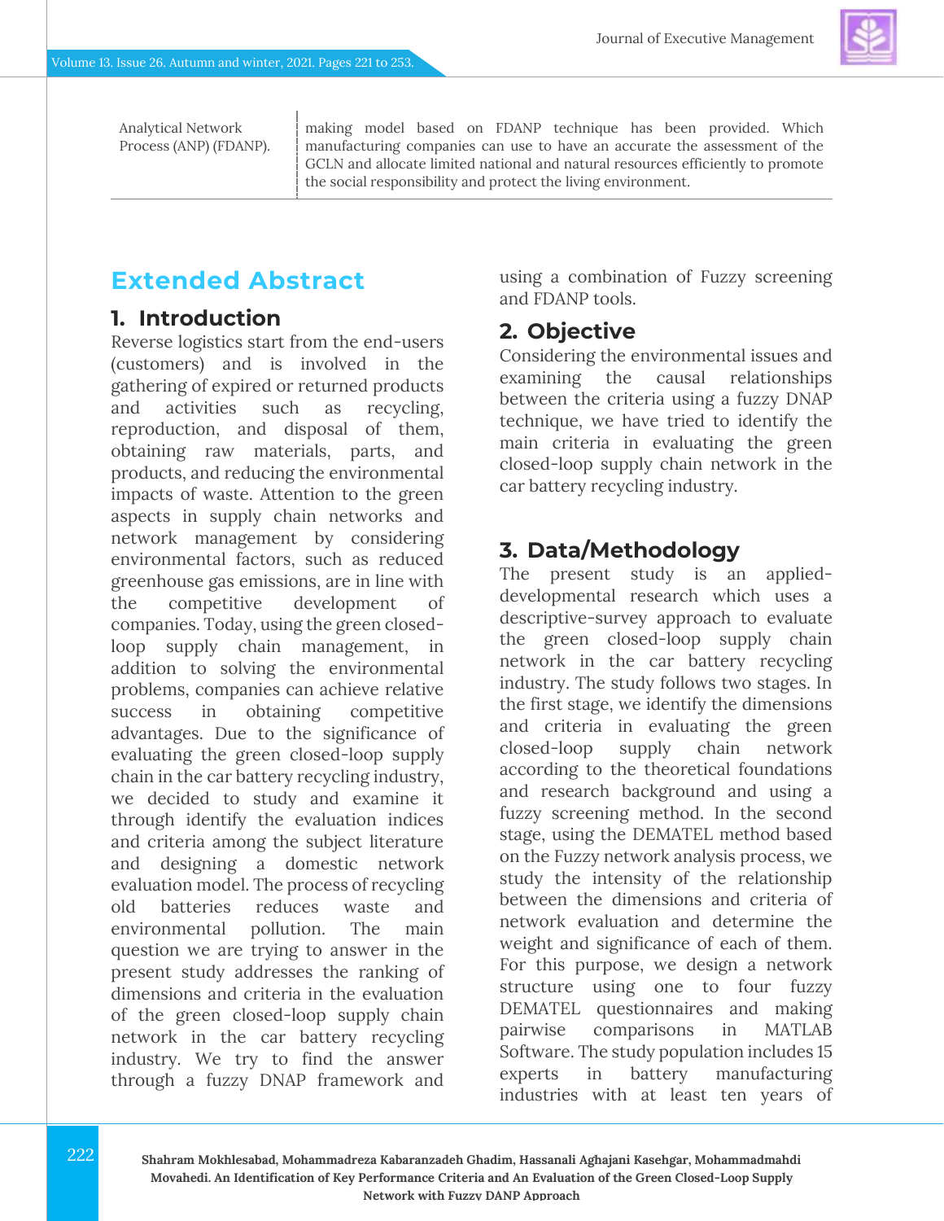| Analytical Network Process (ANP) (FDANP). | making model based on FDANP technique has been provided. Which manufacturing companies can use to have an accurate the assessment of the GCLN and allocate limited national and natural resources efficiently to promote the social responsibility and protect the living environment. |
|---|---|

# Extended Abstract

## 1. Introduction

Reverse logistics start from the end-users (customers) and is involved in the gathering of expired or returned products and activities such as recycling, reproduction, and disposal of them, obtaining raw materials, parts, and products, and reducing the environmental impacts of waste. Attention to the green aspects in supply chain networks and network management by considering environmental factors, such as reduced greenhouse gas emissions, are in line with the competitive development of companies. Today, using the green closed-loop supply chain management, in addition to solving the environmental problems, companies can achieve relative success in obtaining competitive advantages. Due to the significance of evaluating the green closed-loop supply chain in the car battery recycling industry, we decided to study and examine it through identify the evaluation indices and criteria among the subject literature and designing a domestic network evaluation model. The process of recycling old batteries reduces waste and environmental pollution. The main question we are trying to answer in the present study addresses the ranking of dimensions and criteria in the evaluation of the green closed-loop supply chain network in the car battery recycling industry. We try to find the answer through a fuzzy DNAP framework and using a combination of Fuzzy screening and FDANP tools.

## 2. Objective

Considering the environmental issues and examining the causal relationships between the criteria using a fuzzy DNAP technique, we have tried to identify the main criteria in evaluating the green closed-loop supply chain network in the car battery recycling industry.

## 3. Data/Methodology

The present study is an applied-developmental research which uses a descriptive-survey approach to evaluate the green closed-loop supply chain network in the car battery recycling industry. The study follows two stages. In the first stage, we identify the dimensions and criteria in evaluating the green closed-loop supply chain network according to the theoretical foundations and research background and using a fuzzy screening method. In the second stage, using the DEMATEL method based on the Fuzzy network analysis process, we study the intensity of the relationship between the dimensions and criteria of network evaluation and determine the weight and significance of each of them. For this purpose, we design a network structure using one to four fuzzy DEMATEL questionnaires and making pairwise comparisons in MATLAB Software. The study population includes 15 experts in battery manufacturing industries with at least ten years of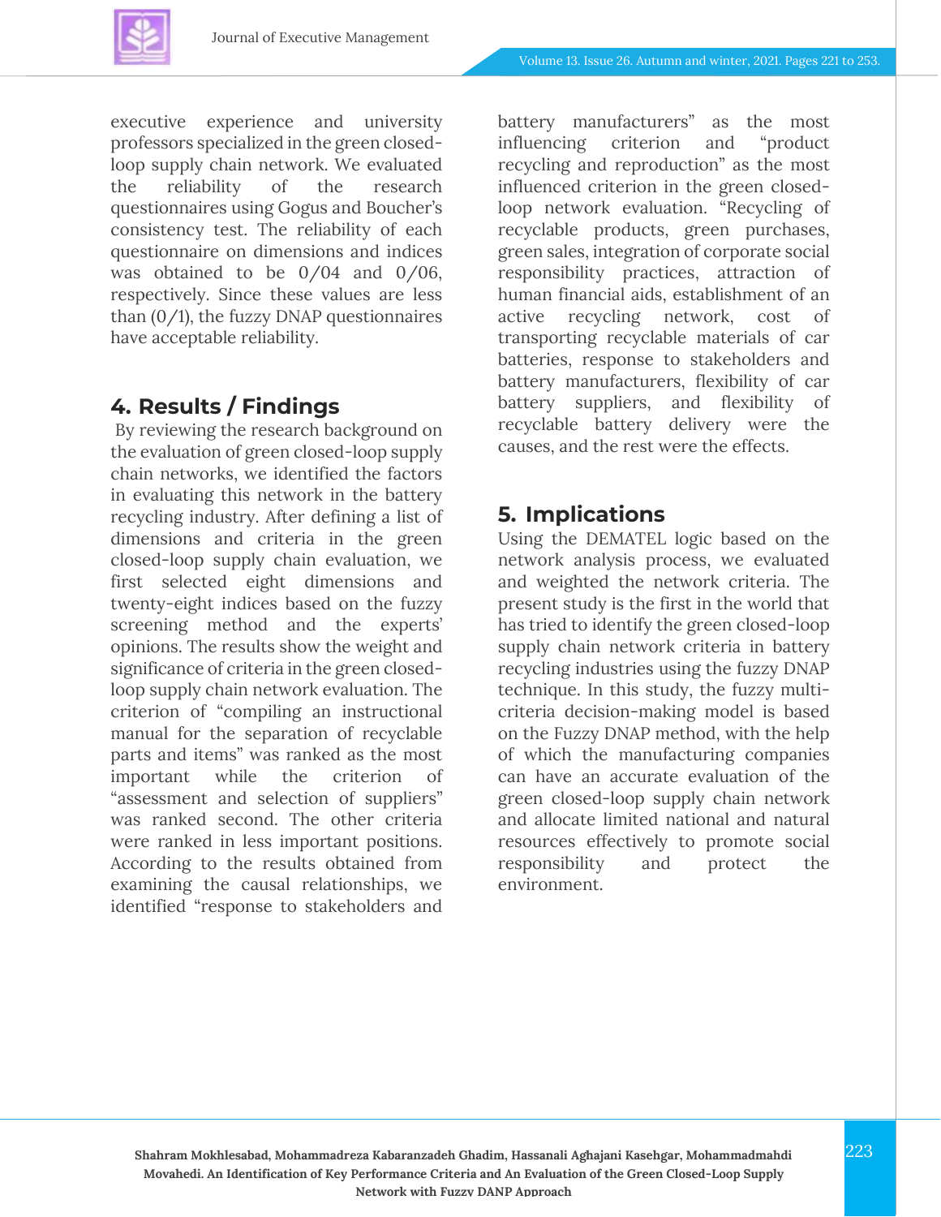executive experience and university professors specialized in the green closed-loop supply chain network. We evaluated the reliability of the research questionnaires using Gogus and Boucher's consistency test. The reliability of each questionnaire on dimensions and indices was obtained to be 0/04 and 0/06, respectively. Since these values are less than (0/1), the fuzzy DNAP questionnaires have acceptable reliability.

## 4. Results / Findings

By reviewing the research background on the evaluation of green closed-loop supply chain networks, we identified the factors in evaluating this network in the battery recycling industry. After defining a list of dimensions and criteria in the green closed-loop supply chain evaluation, we first selected eight dimensions and twenty-eight indices based on the fuzzy screening method and the experts' opinions. The results show the weight and significance of criteria in the green closed-loop supply chain network evaluation. The criterion of "compiling an instructional manual for the separation of recyclable parts and items" was ranked as the most important while the criterion of "assessment and selection of suppliers" was ranked second. The other criteria were ranked in less important positions. According to the results obtained from examining the causal relationships, we identified "response to stakeholders and battery manufacturers" as the most influencing criterion and "product recycling and reproduction" as the most influenced criterion in the green closed-loop network evaluation. "Recycling of recyclable products, green purchases, green sales, integration of corporate social responsibility practices, attraction of human financial aids, establishment of an active recycling network, cost of transporting recyclable materials of car batteries, response to stakeholders and battery manufacturers, flexibility of car battery suppliers, and flexibility of recyclable battery delivery were the causes, and the rest were the effects.

## 5. Implications

Using the DEMATEL logic based on the network analysis process, we evaluated and weighted the network criteria. The present study is the first in the world that has tried to identify the green closed-loop supply chain network criteria in battery recycling industries using the fuzzy DNAP technique. In this study, the fuzzy multi-criteria decision-making model is based on the Fuzzy DNAP method, with the help of which the manufacturing companies can have an accurate evaluation of the green closed-loop supply chain network and allocate limited national and natural resources effectively to promote social responsibility and protect the environment.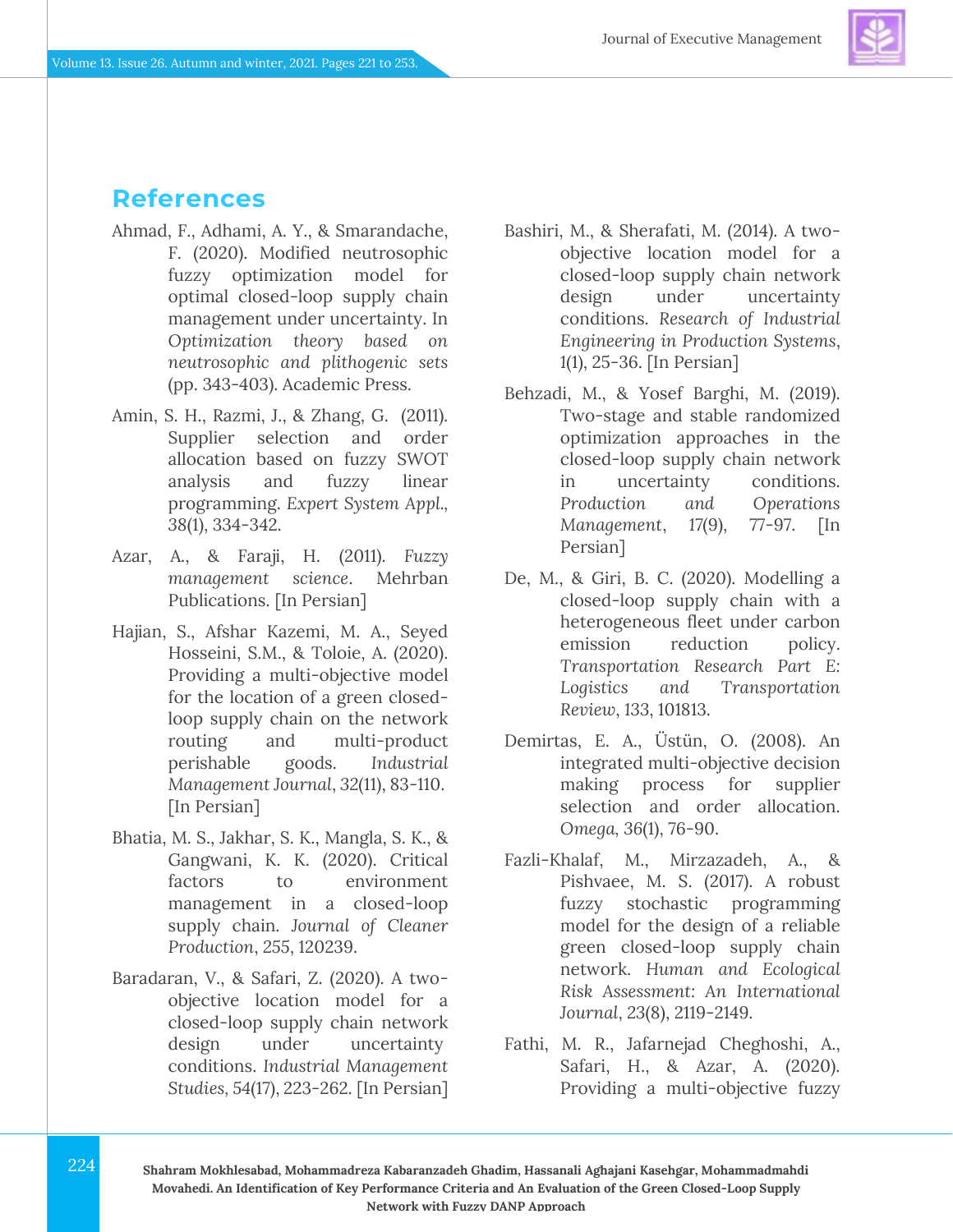## References

Ahmad, F., Adhami, A. Y., & Smarandache, F. (2020). Modified neutrosophic fuzzy optimization model for optimal closed-loop supply chain management under uncertainty. In *Optimization theory based on neutrosophic and plithogenic sets* (pp. 343-403). Academic Press.

Amin, S. H., Razmi, J., & Zhang, G. (2011). Supplier selection and order allocation based on fuzzy SWOT analysis and fuzzy linear programming. *Expert System Appl.*, 38(1), 334-342.

Azar, A., & Faraji, H. (2011). *Fuzzy management science*. Mehrban Publications. [In Persian]

Hajian, S., Afshar Kazemi, M. A., Seyed Hosseini, S.M., & Toloie, A. (2020). Providing a multi-objective model for the location of a green closed-loop supply chain on the network routing and multi-product perishable goods. *Industrial Management Journal*, 32(11), 83-110. [In Persian]

Bhatia, M. S., Jakhar, S. K., Mangla, S. K., & Gangwani, K. K. (2020). Critical factors to environment management in a closed-loop supply chain. *Journal of Cleaner Production*, *255*, 120239.

Baradaran, V., & Safari, Z. (2020). A two-objective location model for a closed-loop supply chain network design under uncertainty conditions. *Industrial Management Studies*, 54(17), 223-262. [In Persian]

Bashiri, M., & Sherafati, M. (2014). A two-objective location model for a closed-loop supply chain network design under uncertainty conditions. *Research of Industrial Engineering in Production Systems*, 1(1), 25-36. [In Persian]

Behzadi, M., & Yosef Barghi, M. (2019). Two-stage and stable randomized optimization approaches in the closed-loop supply chain network in uncertainty conditions. *Production and Operations Management*, 17(9), 77-97. [In Persian]

De, M., & Giri, B. C. (2020). Modelling a closed-loop supply chain with a heterogeneous fleet under carbon emission reduction policy. *Transportation Research Part E: Logistics and Transportation Review*, 133, 101813.

Demirtas, E. A., Üstün, O. (2008). An integrated multi-objective decision making process for supplier selection and order allocation. *Omega*, 36(1), 76-90.

Fazli-Khalaf, M., Mirzazadeh, A., & Pishvaee, M. S. (2017). A robust fuzzy stochastic programming model for the design of a reliable green closed-loop supply chain network. *Human and Ecological Risk Assessment: An International Journal*, 23(8), 2119-2149.

Fathi, M. R., Jafarnejad Cheghoshi, A., Safari, H., & Azar, A. (2020). Providing a multi-objective fuzzy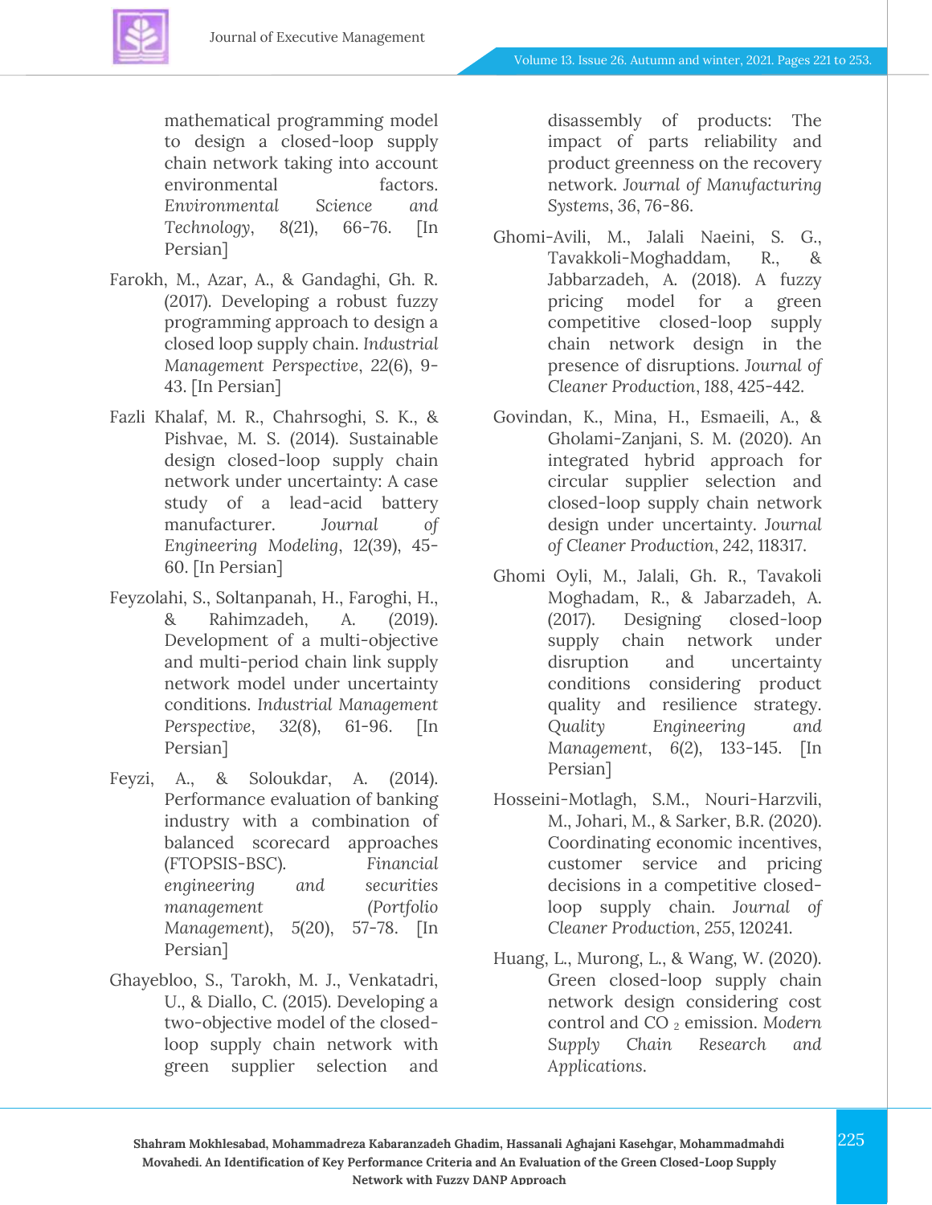mathematical programming model to design a closed-loop supply chain network taking into account environmental factors. *Environmental Science and Technology*, 8(21), 66-76. [In Persian]

Farokh, M., Azar, A., & Gandaghi, Gh. R. (2017). Developing a robust fuzzy programming approach to design a closed loop supply chain. *Industrial Management Perspective*, 22(6), 9-43. [In Persian]

Fazli Khalaf, M. R., Chahrsoghi, S. K., & Pishvae, M. S. (2014). Sustainable design closed-loop supply chain network under uncertainty: A case study of a lead-acid battery manufacturer. *Journal of Engineering Modeling*, 12(39), 45-60. [In Persian]

Feyzolahi, S., Soltanpanah, H., Faroghi, H., & Rahimzadeh, A. (2019). Development of a multi-objective and multi-period chain link supply network model under uncertainty conditions. *Industrial Management Perspective*, 32(8), 61-96. [In Persian]

Feyzi, A., & Soloukdar, A. (2014). Performance evaluation of banking industry with a combination of balanced scorecard approaches (FTOPSIS-BSC). *Financial engineering and securities management (Portfolio Management)*, 5(20), 57-78. [In Persian]

Ghayebloo, S., Tarokh, M. J., Venkatadri, U., & Diallo, C. (2015). Developing a two-objective model of the closed-loop supply chain network with green supplier selection and disassembly of products: The impact of parts reliability and product greenness on the recovery network. *Journal of Manufacturing Systems*, 36, 76-86.

Ghomi-Avili, M., Jalali Naeini, S. G., Tavakkoli-Moghaddam, R., & Jabbarzadeh, A. (2018). A fuzzy pricing model for a green competitive closed-loop supply chain network design in the presence of disruptions. *Journal of Cleaner Production*, 188, 425-442.

Govindan, K., Mina, H., Esmaeili, A., & Gholami-Zanjani, S. M. (2020). An integrated hybrid approach for circular supplier selection and closed-loop supply chain network design under uncertainty. *Journal of Cleaner Production*, 242, 118317.

Ghomi Oyli, M., Jalali, Gh. R., Tavakoli Moghadam, R., & Jabarzadeh, A. (2017). Designing closed-loop supply chain network under disruption and uncertainty conditions considering product quality and resilience strategy. *Quality Engineering and Management*, 6(2), 133-145. [In Persian]

Hosseini-Motlagh, S.M., Nouri-Harzvili, M., Johari, M., & Sarker, B.R. (2020). Coordinating economic incentives, customer service and pricing decisions in a competitive closed-loop supply chain. *Journal of Cleaner Production*, 255, 120241.

Huang, L., Murong, L., & Wang, W. (2020). Green closed-loop supply chain network design considering cost control and $CO_2$ emission. *Modern Supply Chain Research and Applications*.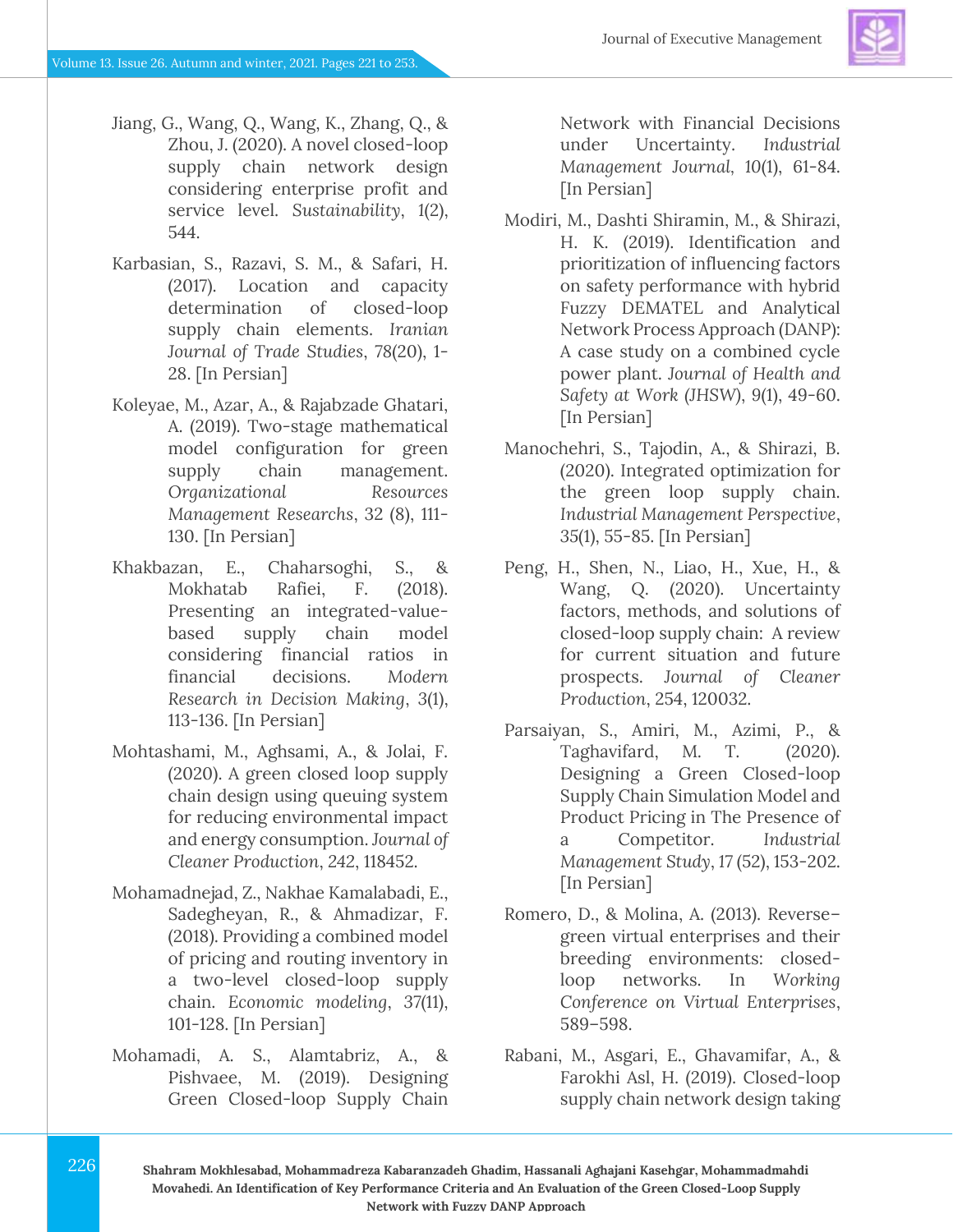Jiang, G., Wang, Q., Wang, K., Zhang, Q., & Zhou, J. (2020). A novel closed-loop supply chain network design considering enterprise profit and service level. *Sustainability*, 1(2), 544.

Karbasian, S., Razavi, S. M., & Safari, H. (2017). Location and capacity determination of closed-loop supply chain elements. *Iranian Journal of Trade Studies*, 78(20), 1-28. [In Persian]

Koleyae, M., Azar, A., & Rajabzade Ghatari, A. (2019). Two-stage mathematical model configuration for green supply chain management. *Organizational Resources Management Researchs*, 32 (8), 111-130. [In Persian]

Khakbazan, E., Chaharsoghi, S., & Mokhatab Rafiei, F. (2018). Presenting an integrated-value-based supply chain model considering financial ratios in financial decisions. *Modern Research in Decision Making*, 3(1), 113-136. [In Persian]

Mohtashami, M., Aghsami, A., & Jolai, F. (2020). A green closed loop supply chain design using queuing system for reducing environmental impact and energy consumption. *Journal of Cleaner Production*, 242, 118452.

Mohamadnejad, Z., Nakhae Kamalabadi, E., Sadegheyan, R., & Ahmadizar, F. (2018). Providing a combined model of pricing and routing inventory in a two-level closed-loop supply chain. *Economic modeling*, 37(11), 101-128. [In Persian]

Mohamadi, A. S., Alamtabriz, A., & Pishvaee, M. (2019). Designing Green Closed-loop Supply Chain Network with Financial Decisions under Uncertainty. *Industrial Management Journal*, 10(1), 61-84. [In Persian]

Modiri, M., Dashti Shiramin, M., & Shirazi, H. K. (2019). Identification and prioritization of influencing factors on safety performance with hybrid Fuzzy DEMATEL and Analytical Network Process Approach (DANP): A case study on a combined cycle power plant. *Journal of Health and Safety at Work (JHSW)*, 9(1), 49-60. [In Persian]

Manochehri, S., Tajodin, A., & Shirazi, B. (2020). Integrated optimization for the green loop supply chain. *Industrial Management Perspective*, 35(1), 55-85. [In Persian]

Peng, H., Shen, N., Liao, H., Xue, H., & Wang, Q. (2020). Uncertainty factors, methods, and solutions of closed-loop supply chain: A review for current situation and future prospects. *Journal of Cleaner Production*, 254, 120032.

Parsaiyan, S., Amiri, M., Azimi, P., & Taghavifard, M. T. (2020). Designing a Green Closed-loop Supply Chain Simulation Model and Product Pricing in The Presence of a Competitor. *Industrial Management Study*, 17 (52), 153-202. [In Persian]

Romero, D., & Molina, A. (2013). Reverse–green virtual enterprises and their breeding environments: closed-loop networks. In *Working Conference on Virtual Enterprises*, 589–598.

Rabani, M., Asgari, E., Ghavamifar, A., & Farokhi Asl, H. (2019). Closed-loop supply chain network design taking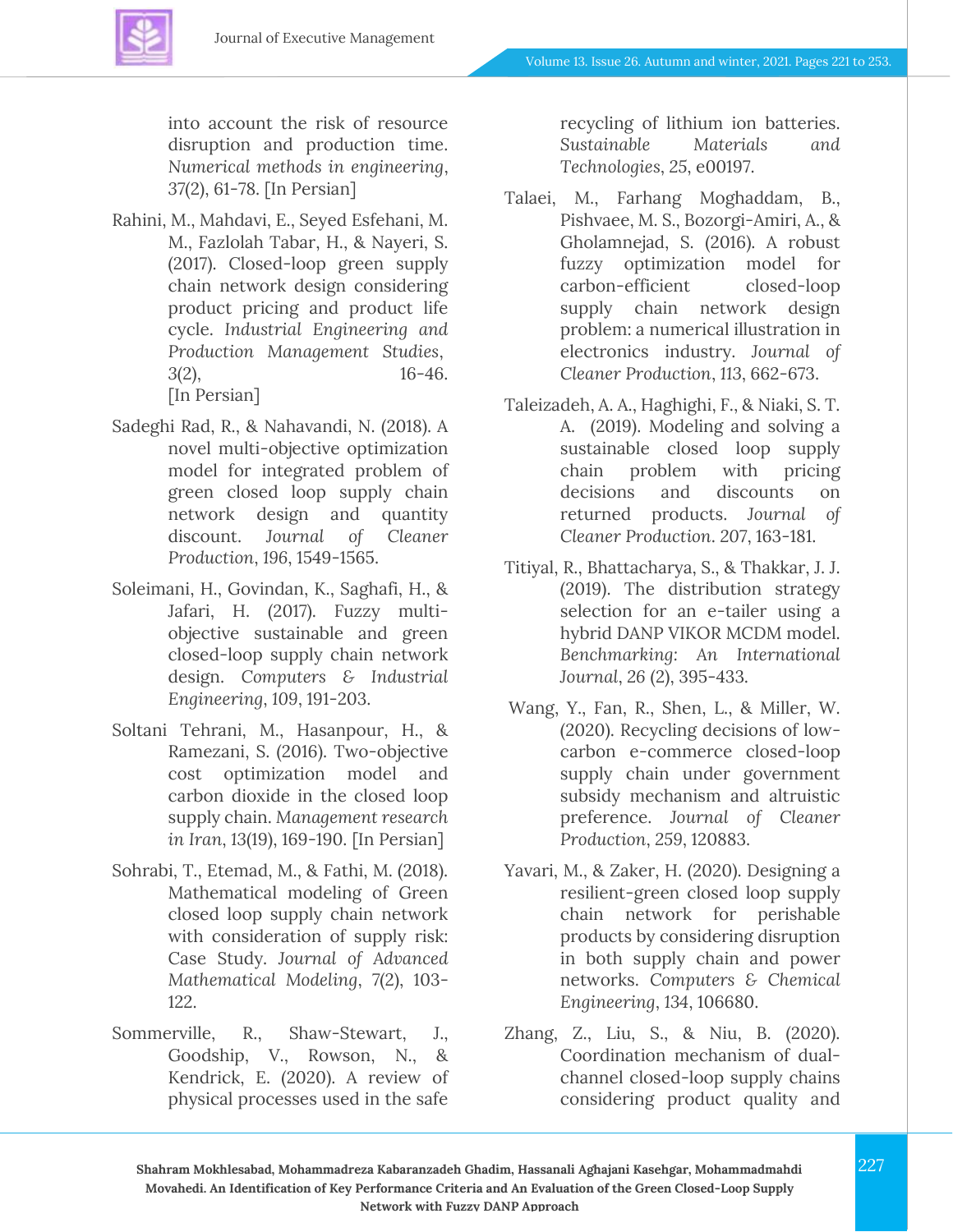into account the risk of resource disruption and production time. *Numerical methods in engineering*, 37(2), 61-78. [In Persian]

Rahini, M., Mahdavi, E., Seyed Esfehani, M. M., Fazlolah Tabar, H., & Nayeri, S. (2017). Closed-loop green supply chain network design considering product pricing and product life cycle. *Industrial Engineering and Production Management Studies*, 3(2), 16-46. [In Persian]

Sadeghi Rad, R., & Nahavandi, N. (2018). A novel multi-objective optimization model for integrated problem of green closed loop supply chain network design and quantity discount. *Journal of Cleaner Production*, 196, 1549-1565.

Soleimani, H., Govindan, K., Saghafi, H., & Jafari, H. (2017). Fuzzy multi-objective sustainable and green closed-loop supply chain network design. *Computers & Industrial Engineering*, 109, 191-203.

Soltani Tehrani, M., Hasanpour, H., & Ramezani, S. (2016). Two-objective cost optimization model and carbon dioxide in the closed loop supply chain. *Management research in Iran*, 13(19), 169-190. [In Persian]

Sohrabi, T., Etemad, M., & Fathi, M. (2018). Mathematical modeling of Green closed loop supply chain network with consideration of supply risk: Case Study. *Journal of Advanced Mathematical Modeling*, 7(2), 103-122.

Sommerville, R., Shaw-Stewart, J., Goodship, V., Rowson, N., & Kendrick, E. (2020). A review of physical processes used in the safe recycling of lithium ion batteries. *Sustainable Materials and Technologies*, 25, e00197.

Talaei, M., Farhang Moghaddam, B., Pishvaee, M. S., Bozorgi-Amiri, A., & Gholamnejad, S. (2016). A robust fuzzy optimization model for carbon-efficient closed-loop supply chain network design problem: a numerical illustration in electronics industry. *Journal of Cleaner Production*, 113, 662-673.

Taleizadeh, A. A., Haghighi, F., & Niaki, S. T. A. (2019). Modeling and solving a sustainable closed loop supply chain problem with pricing decisions and discounts on returned products. *Journal of Cleaner Production*. 207, 163-181.

Titiyal, R., Bhattacharya, S., & Thakkar, J. J. (2019). The distribution strategy selection for an e-tailer using a hybrid DANP VIKOR MCDM model. *Benchmarking: An International Journal*, 26 (2), 395-433.

Wang, Y., Fan, R., Shen, L., & Miller, W. (2020). Recycling decisions of low-carbon e-commerce closed-loop supply chain under government subsidy mechanism and altruistic preference. *Journal of Cleaner Production*, 259, 120883.

Yavari, M., & Zaker, H. (2020). Designing a resilient-green closed loop supply chain network for perishable products by considering disruption in both supply chain and power networks. *Computers & Chemical Engineering*, 134, 106680.

Zhang, Z., Liu, S., & Niu, B. (2020). Coordination mechanism of dual-channel closed-loop supply chains considering product quality and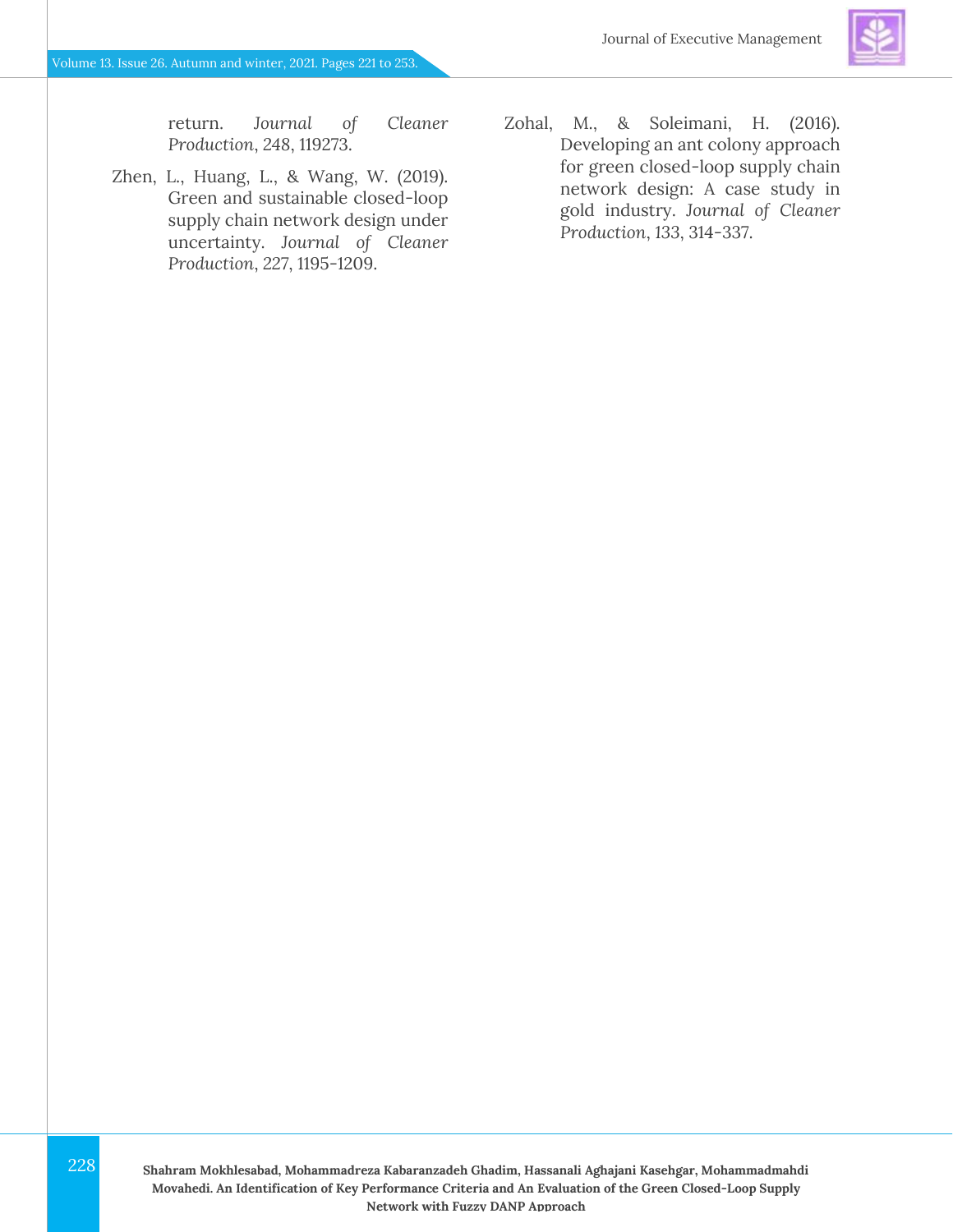return. *Journal of Cleaner Production*, 248, 119273.

Zhen, L., Huang, L., & Wang, W. (2019). Green and sustainable closed-loop supply chain network design under uncertainty. *Journal of Cleaner Production*, 227, 1195-1209.

Zohal, M., & Soleimani, H. (2016). Developing an ant colony approach for green closed-loop supply chain network design: A case study in gold industry. *Journal of Cleaner Production*, 133, 314-337.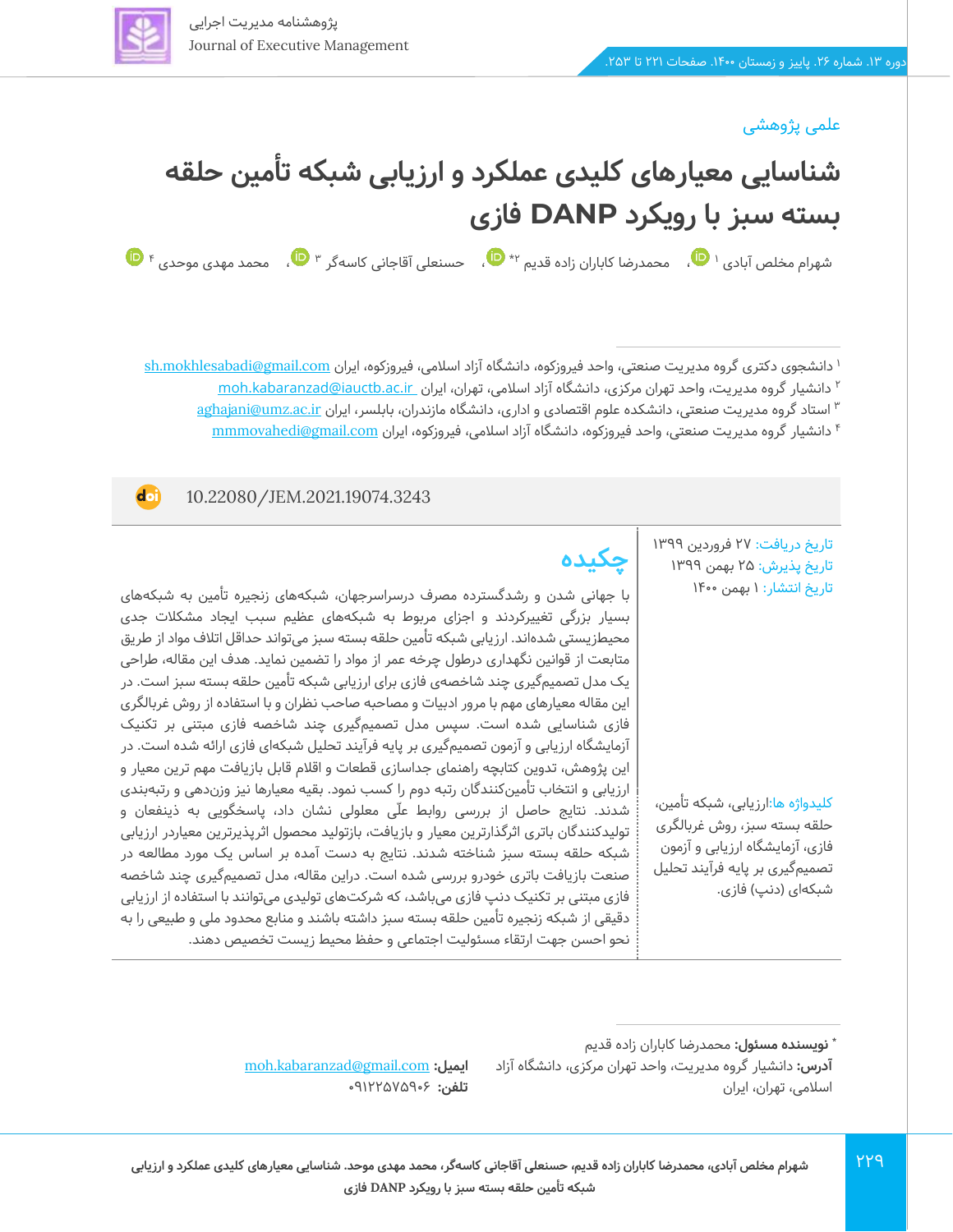علمی پژوهشی

# شناسایی معیارهای کلیدی عملکرد و ارزیابی شبکه تأمین حلقه بسته سبز با رویکرد DANP فازی

شهرام مخلص آبادی [1]، محمدرضا کاباران زاده قدیم [2*]، حسنعلی آقاجانی کاسه‌گر [3]، محمد مهدی موحدی [4]

[1] دانشجوی دکتری گروه مدیریت صنعتی، واحد فیروزکوه، دانشگاه آزاد اسلامی، فیروزکوه، ایران sh.mokhlesabadi@gmail.com

[2] دانشیار گروه مدیریت، واحد تهران مرکزی، دانشگاه آزاد اسلامی، تهران، ایران moh.kabaranzad@iauctb.ac.ir

[3] استاد گروه مدیریت صنعتی، دانشکده علوم اقتصادی و اداری، دانشگاه مازندران، بابلسر، ایران aghajani@umz.ac.ir

[4] دانشیار گروه مدیریت صنعتی، واحد فیروزکوه، دانشگاه آزاد اسلامی، فیروزکوه، ایران mmmovahedi@gmail.com

doi: 10.22080/JEM.2021.19074.3243

تاریخ دریافت: ۲۷ فروردین ۱۳۹۹
تاریخ پذیرش: ۲۵ بهمن ۱۳۹۹
تاریخ انتشار: ۱ بهمن ۱۴۰۰

## چکیده

با جهانی شدن و رشدگسترده مصرف درسراسرجهان، شبکه‌های زنجیره تأمین به شبکه‌های بسیار بزرگی تغییرکردند و اجزای مربوط به شبکه‌های عظیم سبب ایجاد مشکلات جدی محیط‌زیستی شده‌اند. ارزیابی شبکه تأمین حلقه بسته سبز می‌تواند حداقل اتلاف مواد از طریق متابعت از قوانین نگهداری درطول چرخه عمر از مواد را تضمین نماید. هدف این مقاله، طراحی یک مدل تصمیم‌گیری چند شاخصه‌ی فازی برای ارزیابی شبکه تأمین حلقه بسته سبز است. در این مقاله معیارهای مهم با مرور ادبیات و مصاحبه صاحب نظران و با استفاده از روش غربالگری فازی شناسایی شده است. سپس مدل تصمیم‌گیری چند شاخصه فازی مبتنی بر تکنیک آزمایشگاه ارزیابی و آزمون تصمیم‌گیری بر پایه فرآیند تحلیل شبکه‌ای فازی ارائه شده است. در این پژوهش، تدوین کتابچه راهنمای جداسازی قطعات و اقلام قابل بازیافت مهم ترین معیار و ارزیابی و انتخاب تأمین‌کنندگان رتبه دوم را کسب نمود. بقیه معیارها نیز وزن‌دهی و رتبه‌بندی شدند. نتایج حاصل از بررسی روابط علّی معلولی نشان داد، پاسخگویی به ذینفعان و تولیدکنندگان باتری اثرگذارترین معیار و بازیافت، بازتولید محصول اثرپذیرترین معیاردر ارزیابی شبکه حلقه بسته سبز شناخته شدند. نتایج به دست آمده بر اساس یک مورد مطالعه در صنعت بازیافت باتری خودرو بررسی شده است. دراین مقاله، مدل تصمیم‌گیری چند شاخصه فازی مبتنی بر تکنیک دنپ فازی می‌باشد، که شرکت‌های تولیدی می‌توانند با استفاده از ارزیابی دقیقی از شبکه زنجیره تأمین حلقه بسته سبز داشته باشند و منابع محدود ملی و طبیعی را به نحو احسن جهت ارتقاء مسئولیت اجتماعی و حفظ محیط زیست تخصیص دهند.

**کلیدواژه ها:** ارزیابی، شبکه تأمین، حلقه بسته سبز، روش غربالگری فازی، آزمایشگاه ارزیابی و آزمون تصمیم‌گیری بر پایه فرآیند تحلیل شبکه‌ای (دنپ) فازی.

---

* **نویسنده مسئول:** محمدرضا کاباران زاده قدیم
**آدرس:** دانشیار گروه مدیریت، واحد تهران مرکزی، دانشگاه آزاد اسلامی، تهران، ایران
**ایمیل:** moh.kabaranzad@gmail.com
**تلفن:** ۰۹۱۲۲۵۷۵۹۰۶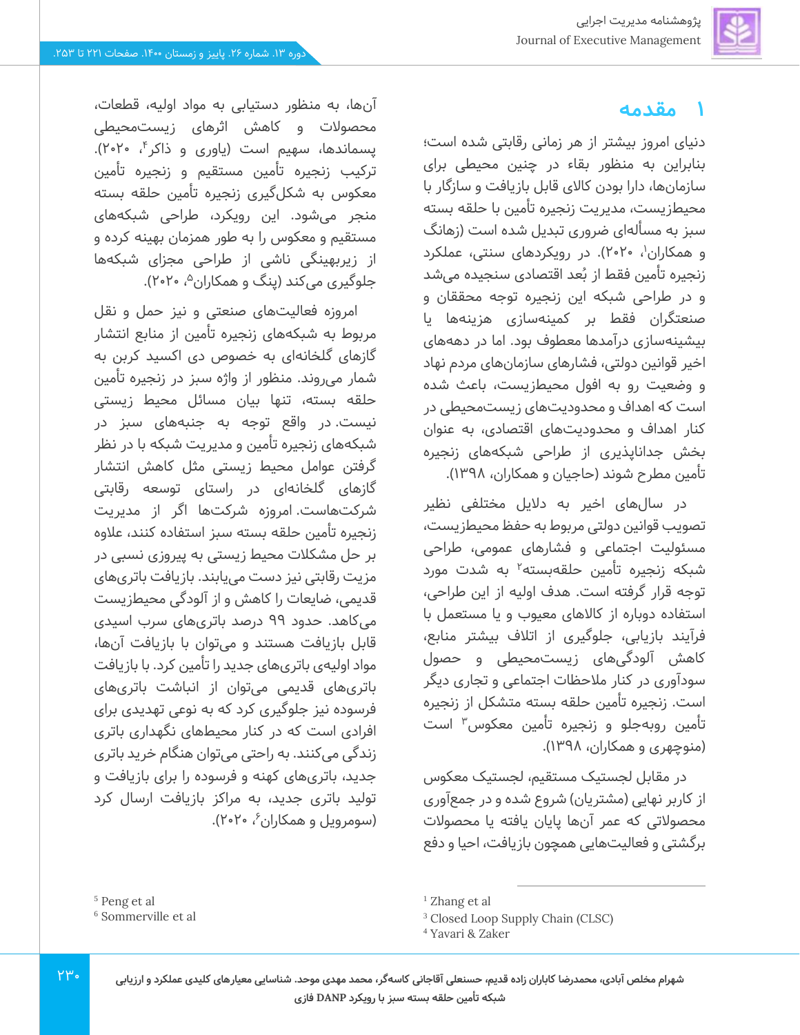# ۱ مقدمه

دنیای امروز بیشتر از هر زمانی رقابتی شده است؛ بنابراین به منظور بقاء در چنین محیطی برای سازمان‌ها، دارا بودن کالای قابل بازیافت و سازگار با محیط‌زیست، مدیریت زنجیره تأمین با حلقه بسته سبز به مسأله‌ای ضروری تبدیل شده است (زهانگ و همکاران[1]، ۲۰۲۰). در رویکردهای سنتی، عملکرد زنجیره تأمین فقط از بُعد اقتصادی سنجیده می‌شد و در طراحی شبکه این زنجیره توجه محققان و صنعتگران فقط بر کمینه‌سازی هزینه‌ها یا بیشینه‌سازی درآمدها معطوف بود. اما در دهه‌های اخیر قوانین دولتی، فشارهای سازمان‌های مردم نهاد و وضعیت رو به افول محیط‌زیست، باعث شده است که اهداف و محدودیت‌های زیست‌محیطی در کنار اهداف و محدودیت‌های اقتصادی، به عنوان بخش جداناپذیری از طراحی شبکه‌های زنجیره تأمین مطرح شوند (حاجیان و همکاران، ۱۳۹۸).

در سال‌های اخیر به دلایل مختلفی نظیر تصویب قوانین دولتی مربوط به حفظ محیط‌زیست، مسئولیت اجتماعی و فشارهای عمومی، طراحی شبکه زنجیره تأمین حلقه‌بسته[2] به شدت مورد توجه قرار گرفته است. هدف اولیه از این طراحی، استفاده دوباره از کالاهای معیوب و یا مستعمل با فرآیند بازیابی، جلوگیری از اتلاف بیشتر منابع، کاهش آلودگی‌های زیست‌محیطی و حصول سودآوری در کنار ملاحظات اجتماعی و تجاری دیگر است. زنجیره تأمین حلقه بسته متشکل از زنجیره تأمین روبه‌جلو و زنجیره تأمین معکوس[3] است (منوچهری و همکاران، ۱۳۹۸).

در مقابل لجستیک مستقیم، لجستیک معکوس از کاربر نهایی (مشتریان) شروع شده و در جمع‌آوری محصولاتی که عمر آن‌ها پایان یافته یا محصولات برگشتی و فعالیت‌هایی همچون بازیافت، احیا و دفع آن‌ها، به منظور دستیابی به مواد اولیه، قطعات، محصولات و کاهش اثرهای زیست‌محیطی پسماندها، سهیم است (یاوری و ذاکر[4]، ۲۰۲۰). ترکیب زنجیره تأمین مستقیم و زنجیره تأمین معکوس به شکل‌گیری زنجیره تأمین حلقه بسته منجر می‌شود. این رویکرد، طراحی شبکه‌های مستقیم و معکوس را به طور همزمان بهینه کرده و از زیربهینگی ناشی از طراحی مجزای شبکه‌ها جلوگیری می‌کند (پنگ و همکاران[5]، ۲۰۲۰).

امروزه فعالیت‌های صنعتی و نیز حمل و نقل مربوط به شبکه‌های زنجیره تأمین از منابع انتشار گازهای گلخانه‌ای به خصوص دی اکسید کربن به شمار می‌روند. منظور از واژه سبز در زنجیره تأمین حلقه بسته، تنها بیان مسائل محیط زیستی نیست. در واقع توجه به جنبه‌های سبز در شبکه‌های زنجیره تأمین و مدیریت شبکه با در نظر گرفتن عوامل محیط زیستی مثل کاهش انتشار گازهای گلخانه‌ای در راستای توسعه رقابتی شرکت‌هاست. امروزه شرکت‌ها اگر از مدیریت زنجیره تأمین حلقه بسته سبز استفاده کنند، علاوه بر حل مشکلات محیط زیستی به پیروزی نسبی در مزیت رقابتی نیز دست می‌یابند. بازیافت باتری‌های قدیمی، ضایعات را کاهش و از آلودگی محیط‌زیست می‌کاهد. حدود ۹۹ درصد باتری‌های سرب اسیدی قابل بازیافت هستند و می‌توان با بازیافت آن‌ها، مواد اولیه‌ی باتری‌های جدید را تأمین کرد. با بازیافت باتری‌های قدیمی می‌توان از انباشت باتری‌های فرسوده نیز جلوگیری کرد که به نوعی تهدیدی برای افرادی است که در کنار محیط‌های نگهداری باتری زندگی می‌کنند. به راحتی می‌توان هنگام خرید باتری جدید، باتری‌های کهنه و فرسوده را برای بازیافت و تولید باتری جدید، به مراکز بازیافت ارسال کرد (سومرویل و همکاران[6]، ۲۰۲۰).

---

[1] Zhang et al
[3] Closed Loop Supply Chain (CLSC)
[4] Yavari & Zaker
[5] Peng et al
[6] Sommerville et al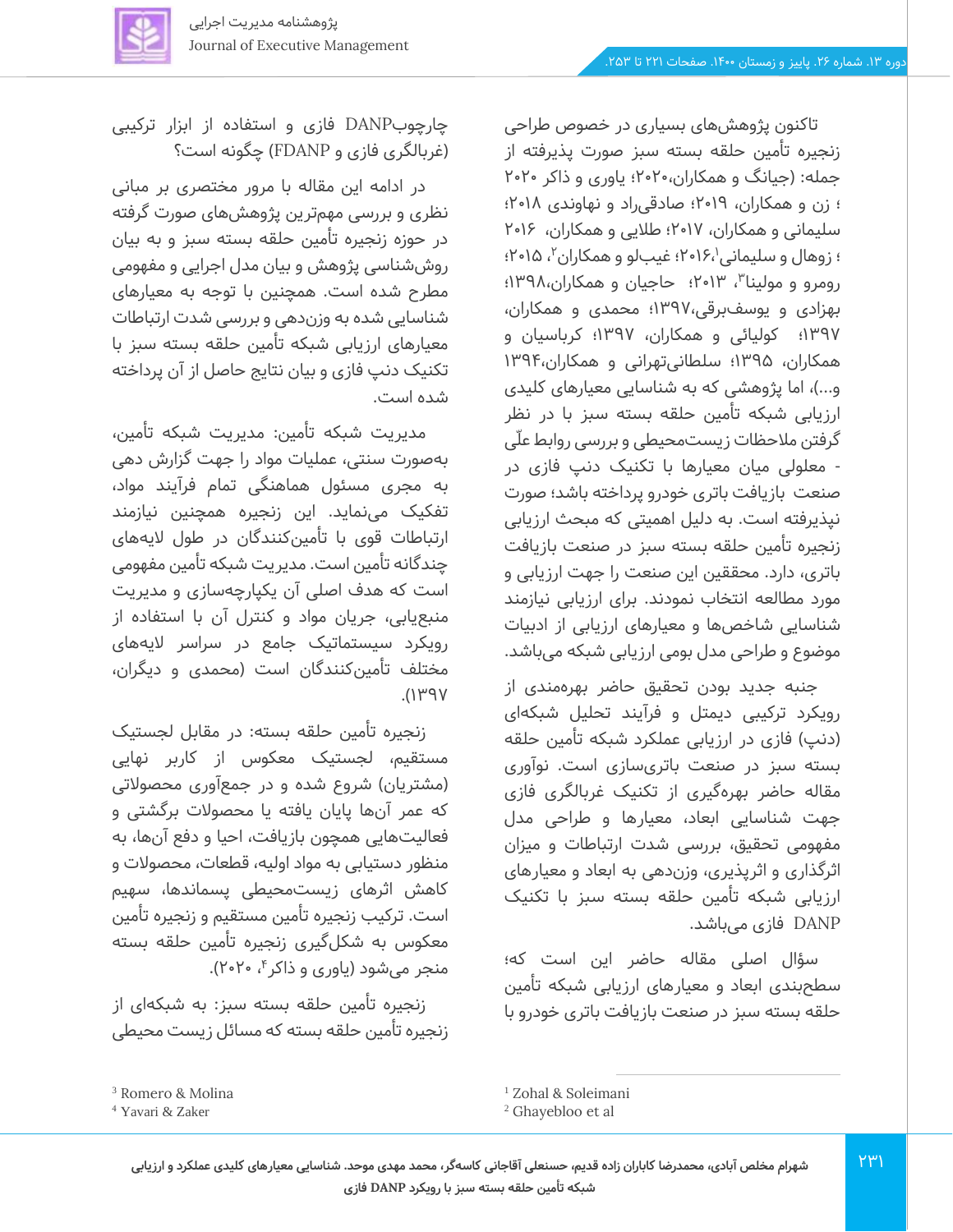تاکنون پژوهش‌های بسیاری در خصوص طراحی زنجیره تأمین حلقه بسته سبز صورت پذیرفته از جمله: (جیانگ و همکاران،۲۰۲۰؛ یاوری و ذاکر ۲۰۲۰ ؛ زن و همکاران، ۲۰۱۹؛ صادق‌یراد و نهاوندی ۲۰۱۸؛ سلیمانی و همکاران، ۲۰۱۷؛ طلایی و همکاران، ۲۰۱۶ ؛ زوهال و سلیمانی[1]،۲۰۱۶؛ غیب‌لو و همکاران[2]،۲۰۱۵؛ رومرو و مولینا[3]، ۲۰۱۳؛ حاجیان و همکاران،۱۳۹۸؛ بهزادی و یوسف‌برقی،۱۳۹۷؛ محمدی و همکاران، ۱۳۹۷؛ کولیائی و همکاران، ۱۳۹۷؛ کرباسیان و همکاران، ۱۳۹۵؛ سلطانی‌تهرانی و همکاران،۱۳۹۴ و...)، اما پژوهشی که به شناسایی معیارهای کلیدی ارزیابی شبکه تأمین حلقه بسته سبز با در نظر گرفتن ملاحظات زیست‌محیطی و بررسی روابط علّی - معلولی میان معیارها با تکنیک دنپ فازی در صنعت بازیافت باتری خودرو پرداخته باشد؛ صورت نپذیرفته است. به دلیل اهمیتی که مبحث ارزیابی زنجیره تأمین حلقه بسته سبز در صنعت بازیافت باتری، دارد. محققین این صنعت را جهت ارزیابی و مورد مطالعه انتخاب نمودند. برای ارزیابی نیازمند شناسایی شاخص‌ها و معیارهای ارزیابی از ادبیات موضوع و طراحی مدل بومی ارزیابی شبکه می‌باشد.

جنبه جدید بودن تحقیق حاضر بهره‌مندی از رویکرد ترکیبی دیمتل و فرآیند تحلیل شبکه‌ای (دنپ) فازی در ارزیابی عملکرد شبکه تأمین حلقه بسته سبز در صنعت باتری‌سازی است. نوآوری مقاله حاضر بهره‌گیری از تکنیک غربالگری فازی جهت شناسایی ابعاد، معیارها و طراحی مدل مفهومی تحقیق، بررسی شدت ارتباطات و میزان اثرگذاری و اثرپذیری، وزن‌دهی به ابعاد و معیارهای ارزیابی شبکه تأمین حلقه بسته سبز با تکنیک DANP فازی می‌باشد.

سؤال اصلی مقاله حاضر این است که؛ سطح‌بندی ابعاد و معیارهای ارزیابی شبکه تأمین حلقه بسته سبز در صنعت بازیافت باتری خودرو با چارچوبDANP فازی و استفاده از ابزار ترکیبی (غربالگری فازی و FDANP) چگونه است؟

در ادامه این مقاله با مرور مختصری بر مبانی نظری و بررسی مهم‌ترین پژوهش‌های صورت گرفته در حوزه زنجیره تأمین حلقه بسته سبز و به بیان روش‌شناسی پژوهش و بیان مدل اجرایی و مفهومی مطرح شده است. همچنین با توجه به معیارهای شناسایی شده به وزن‌دهی و بررسی شدت ارتباطات معیارهای ارزیابی شبکه تأمین حلقه بسته سبز با تکنیک دنپ فازی و بیان نتایج حاصل از آن پرداخته شده است.

مدیریت شبکه تأمین: مدیریت شبکه تأمین، به‌صورت سنتی، عملیات مواد را جهت گزارش دهی به مجری مسئول هماهنگی تمام فرآیند مواد، تفکیک می‌نماید. این زنجیره همچنین نیازمند ارتباطات قوی با تأمین‌کنندگان در طول لایه‌های چندگانه تأمین است. مدیریت شبکه تأمین مفهومی است که هدف اصلی آن یکپارچه‌سازی و مدیریت منبع‌یابی، جریان مواد و کنترل آن با استفاده از رویکرد سیستماتیک جامع در سراسر لایه‌های مختلف تأمین‌کنندگان است (محمدی و دیگران، ۱۳۹۷).

زنجیره تأمین حلقه بسته: در مقابل لجستیک مستقیم، لجستیک معکوس از کاربر نهایی (مشتریان) شروع شده و در جمع‌آوری محصولاتی که عمر آن‌ها پایان یافته یا محصولات برگشتی و فعالیت‌هایی همچون بازیافت، احیا و دفع آن‌ها، به منظور دستیابی به مواد اولیه، قطعات، محصولات و کاهش اثرهای زیست‌محیطی پسماندها، سهیم است. ترکیب زنجیره تأمین مستقیم و زنجیره تأمین معکوس به شکل‌گیری زنجیره تأمین حلقه بسته منجر می‌شود (یاوری و ذاکر[4]، ۲۰۲۰).

زنجیره تأمین حلقه بسته سبز: به شبکه‌ای از زنجیره تأمین حلقه بسته که مسائل زیست محیطی

---

[1] Zohal & Soleimani
[2] Ghayebloo et al
[3] Romero & Molina
[4] Yavari & Zaker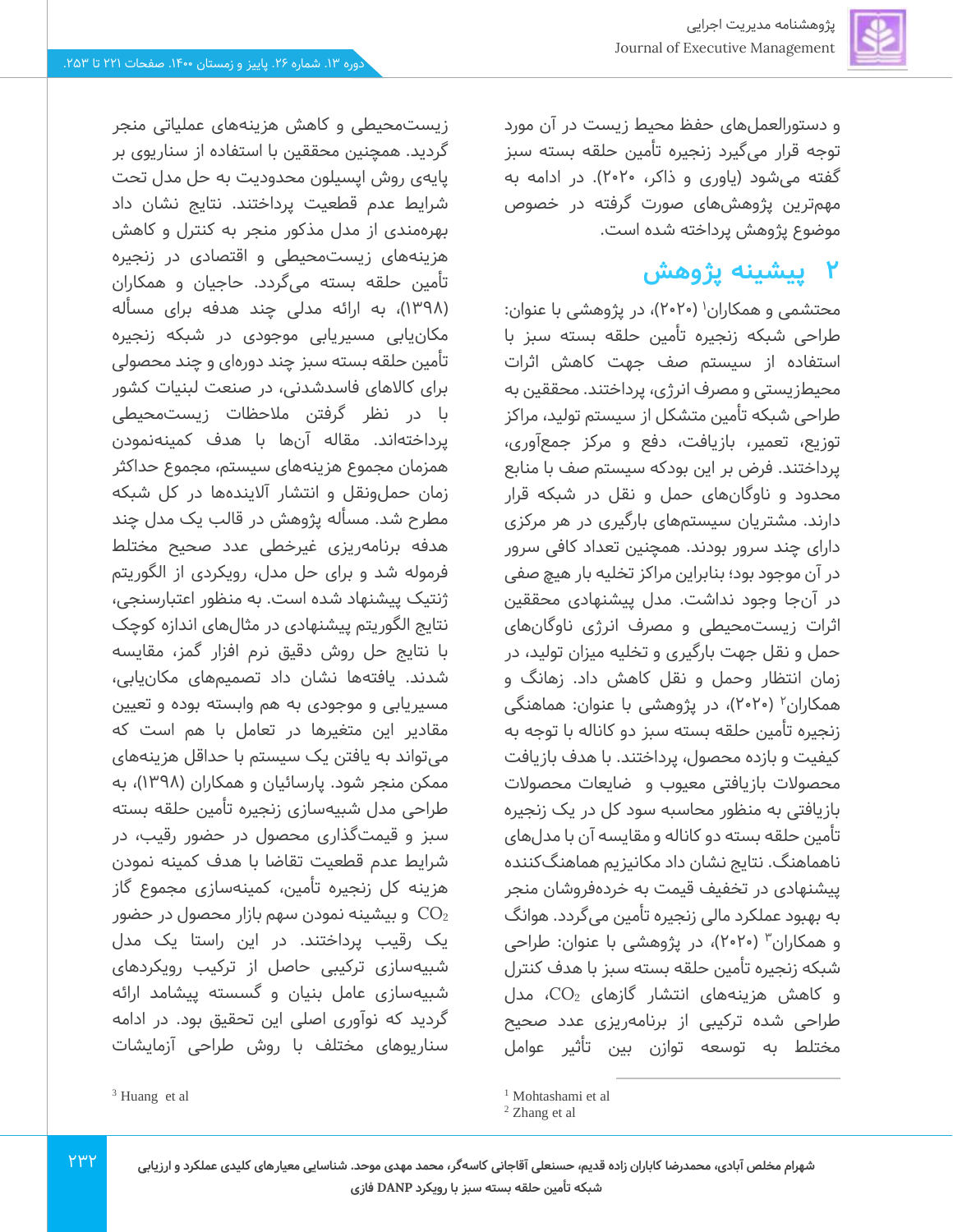و دستورالعمل‌های حفظ محیط زیست در آن مورد توجه قرار می‌گیرد زنجیره تأمین حلقه بسته سبز گفته می‌شود (یاوری و ذاکر، ۲۰۲۰). در ادامه به مهم‌ترین پژوهش‌های صورت گرفته در خصوص موضوع پژوهش پرداخته شده است.

## ۲ پیشینه پژوهش

محتشمی و همکاران[1] (۲۰۲۰)، در پژوهشی با عنوان: طراحی شبکه زنجیره تأمین حلقه بسته سبز با استفاده از سیستم صف جهت کاهش اثرات محیط‌زیستی و مصرف انرژی، پرداختند. محققین به طراحی شبکه تأمین متشکل از سیستم تولید، مراکز توزیع، تعمیر، بازیافت، دفع و مرکز جمع‌آوری، پرداختند. فرض بر این بودکه سیستم صف با منابع محدود و ناوگان‌های حمل و نقل در شبکه قرار دارند. مشتریان سیستم‌های بارگیری در هر مرکزی دارای چند سرور بودند. همچنین تعداد کافی سرور در آن موجود بود؛ بنابراین مراکز تخلیه بار هیچ صفی در آن‌جا وجود نداشت. مدل پیشنهادی محققین اثرات زیست‌محیطی و مصرف انرژی ناوگان‌های حمل و نقل جهت بارگیری و تخلیه میزان تولید، در زمان انتظار وحمل و نقل کاهش داد. زهانگ و همکاران[2] (۲۰۲۰)، در پژوهشی با عنوان: هماهنگی زنجیره تأمین حلقه بسته سبز دو کاناله با توجه به کیفیت و بازده محصول، پرداختند. با هدف بازیافت محصولات بازیافتی معیوب و ضایعات محصولات بازیافتی به منظور محاسبه سود کل در یک زنجیره تأمین حلقه بسته دو کاناله و مقایسه آن با مدل‌های ناهماهنگ. نتایج نشان داد مکانیزیم هماهنگ‌کننده پیشنهادی در تخفیف قیمت به خرده‌فروشان منجر به بهبود عملکرد مالی زنجیره تأمین می‌گردد. هوانگ و همکاران[3] (۲۰۲۰)، در پژوهشی با عنوان: طراحی شبکه زنجیره تأمین حلقه بسته سبز با هدف کنترل و کاهش هزینه‌های انتشار گازهای $CO_2$، مدل طراحی شده ترکیبی از برنامه‌ریزی عدد صحیح مختلط به توسعه توازن بین تأثیر عوامل زیست‌محیطی و کاهش هزینه‌های عملیاتی منجر گردید. همچنین محققین با استفاده از سناریوی بر پایه‌ی روش اپسیلون محدودیت به حل مدل تحت شرایط عدم قطعیت پرداختند. نتایج نشان داد بهره‌مندی از مدل مذکور منجر به کنترل و کاهش هزینه‌های زیست‌محیطی و اقتصادی در زنجیره تأمین حلقه بسته می‌گردد. حاجیان و همکاران (۱۳۹۸)، به ارائه مدلی چند هدفه برای مسأله مکان‌یابی مسیریابی موجودی در شبکه زنجیره تأمین حلقه بسته سبز چند دوره‌ای و چند محصولی برای کالاهای فاسدشدنی، در صنعت لبنیات کشور با در نظر گرفتن ملاحظات زیست‌محیطی پرداخته‌اند. مقاله آن‌ها با هدف کمینه‌نمودن همزمان مجموع هزینه‌های سیستم، مجموع حداکثر زمان حمل‌ونقل و انتشار آلاینده‌ها در کل شبکه مطرح شد. مسأله پژوهش در قالب یک مدل چند هدفه برنامه‌ریزی غیرخطی عدد صحیح مختلط فرموله شد و برای حل مدل، رویکردی از الگوریتم ژنتیک پیشنهاد شده است. به منظور اعتبارسنجی، نتایج الگوریتم پیشنهادی در مثال‌های اندازه کوچک با نتایج حل روش دقیق نرم افزار گمز، مقایسه شدند. یافته‌ها نشان داد تصمیم‌های مکان‌یابی، مسیریابی و موجودی به هم وابسته بوده و تعیین مقادیر این متغیرها در تعامل با هم است که می‌تواند به یافتن یک سیستم با حداقل هزینه‌های ممکن منجر شود. پارسائیان و همکاران (۱۳۹۸)، به طراحی مدل شبیه‌سازی زنجیره تأمین حلقه بسته سبز و قیمت‌گذاری محصول در حضور رقیب، در شرایط عدم قطعیت تقاضا با هدف کمینه نمودن هزینه کل زنجیره تأمین، کمینه‌سازی مجموع گاز $CO_2$ و بیشینه نمودن سهم بازار محصول در حضور یک رقیب پرداختند. در این راستا یک مدل شبیه‌سازی ترکیبی حاصل از ترکیب رویکردهای شبیه‌سازی عامل بنیان و گسسته پیشامد ارائه گردید که نوآوری اصلی این تحقیق بود. در ادامه سناریوهای مختلف با روش طراحی آزمایشات

[1] Mohtashami et al
[2] Zhang et al
[3] Huang et al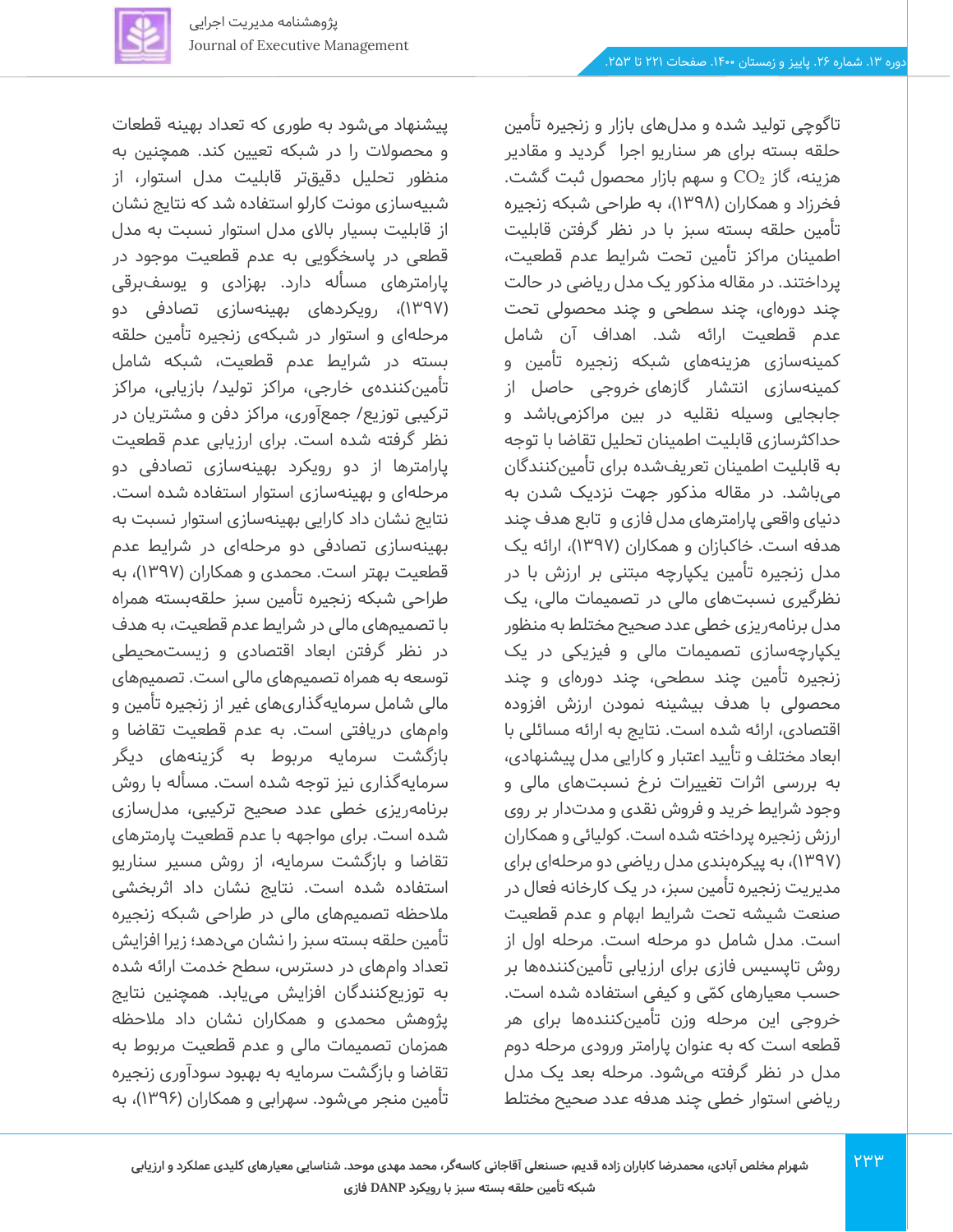تاگوچی تولید شده و مدل‌های بازار و زنجیره تأمین حلقه بسته برای هر سناریو اجرا  گردید و مقادیر هزینه، گاز $CO_2$ و سهم بازار محصول ثبت گشت. فخرزاد و همکاران (۱۳۹۸)، به طراحی شبکه زنجیره تأمین حلقه بسته سبز با در نظر گرفتن قابلیت اطمینان مراکز تأمین تحت شرایط عدم قطعیت، پرداختند. در مقاله مذکور یک مدل ریاضی در حالت چند دوره‌ای، چند سطحی و چند محصولی تحت عدم قطعیت ارائه شد. اهداف آن شامل کمینه‌سازی هزینه‌های شبکه زنجیره تأمین و کمینه‌سازی انتشار گازهای خروجی حاصل از جابجایی وسیله نقلیه در بین مراکزمی‌باشد و حداکثرسازی قابلیت اطمینان تحلیل تقاضا با توجه به قابلیت اطمینان تعریف‌شده برای تأمین‌کنندگان می‌باشد. در مقاله مذکور جهت نزدیک شدن به دنیای واقعی پارامترهای مدل فازی و  تابع هدف چند هدفه است. خاکبازان و همکاران (۱۳۹۷)، ارائه یک مدل زنجیره تأمین یکپارچه مبتنی بر ارزش با در نظرگیری نسبت‌های مالی در تصمیمات مالی، یک مدل برنامه‌ریزی خطی عدد صحیح مختلط به منظور یکپارچه‌سازی تصمیمات مالی و فیزیکی در یک زنجیره تأمین چند سطحی، چند دوره‌ای و چند محصولی با هدف بیشینه نمودن ارزش افزوده اقتصادی، ارائه شده است. نتایج به ارائه مسائلی با ابعاد مختلف و تأیید اعتبار و کارایی مدل پیشنهادی، به بررسی اثرات تغییرات نرخ نسبت‌های مالی و وجود شرایط خرید و فروش نقدی و مدت‌دار بر روی ارزش زنجیره پرداخته شده است. کولیائی و همکاران (۱۳۹۷)، به پیکره‌بندی مدل ریاضی دو مرحله‌ای برای مدیریت زنجیره تأمین سبز، در یک کارخانه فعال در صنعت شیشه تحت شرایط ابهام و عدم قطعیت است. مدل شامل دو مرحله است. مرحله اول از روش تاپسیس فازی برای ارزیابی تأمین‌کننده‌ها بر حسب معیارهای کمّی و کیفی استفاده شده است. خروجی این مرحله وزن تأمین‌کننده‌ها برای هر قطعه است که به عنوان پارامتر ورودی مرحله دوم مدل در نظر گرفته می‌شود. مرحله بعد یک مدل ریاضی استوار خطی چند هدفه عدد صحیح مختلط پیشنهاد می‌شود به طوری که تعداد بهینه قطعات و محصولات را در شبکه تعیین کند. همچنین به منظور تحلیل دقیق‌تر قابلیت مدل استوار، از شبیه‌سازی مونت کارلو استفاده شد که نتایج نشان از قابلیت بسیار بالای مدل استوار نسبت به مدل قطعی در پاسخگویی به عدم قطعیت موجود در پارامترهای مسأله دارد. بهزادی و یوسف‌برقی (۱۳۹۷)، رویکردهای بهینه‌سازی تصادفی دو مرحله‌ای و استوار در شبکه‌ی زنجیره تأمین حلقه بسته در شرایط عدم قطعیت، شبکه شامل تأمین‌کننده‌ی خارجی، مراکز تولید/ بازیابی، مراکز ترکیبی توزیع/ جمع‌آوری، مراکز دفن و مشتریان در نظر گرفته شده است. برای ارزیابی عدم قطعیت پارامترها از دو رویکرد بهینه‌سازی تصادفی دو مرحله‌ای و بهینه‌سازی استوار استفاده شده است. نتایج نشان داد کارایی بهینه‌سازی استوار نسبت به بهینه‌سازی تصادفی دو مرحله‌ای در شرایط عدم قطعیت بهتر است. محمدی و همکاران (۱۳۹۷)، به طراحی شبکه زنجیره تأمین سبز حلقه‌بسته همراه با تصمیم‌های مالی در شرایط عدم قطعیت، به هدف در نظر گرفتن ابعاد اقتصادی و زیست‌محیطی توسعه به همراه تصمیم‌های مالی است. تصمیم‌های مالی شامل سرمایه‌گذاری‌های غیر از زنجیره تأمین و وام‌های دریافتی است. به عدم قطعیت تقاضا و بازگشت سرمایه مربوط به گزینه‌های دیگر سرمایه‌گذاری نیز توجه شده است. مسأله با روش برنامه‌ریزی خطی عدد صحیح ترکیبی، مدل‌سازی شده است. برای مواجهه با عدم قطعیت پارمترهای تقاضا و بازگشت سرمایه، از روش مسیر سناریو استفاده شده است. نتایج نشان داد اثربخشی ملاحظه تصمیم‌های مالی در طراحی شبکه زنجیره تأمین حلقه بسته سبز را نشان می‌دهد؛ زیرا افزایش تعداد وام‌های در دسترس، سطح خدمت ارائه شده به توزیع‌کنندگان افزایش می‌یابد. همچنین نتایج پژوهش محمدی و همکاران نشان داد ملاحظه همزمان تصمیمات مالی و عدم قطعیت مربوط به تقاضا و بازگشت سرمایه به بهبود سودآوری زنجیره تأمین منجر می‌شود. سهرابی و همکاران (۱۳۹۶)، به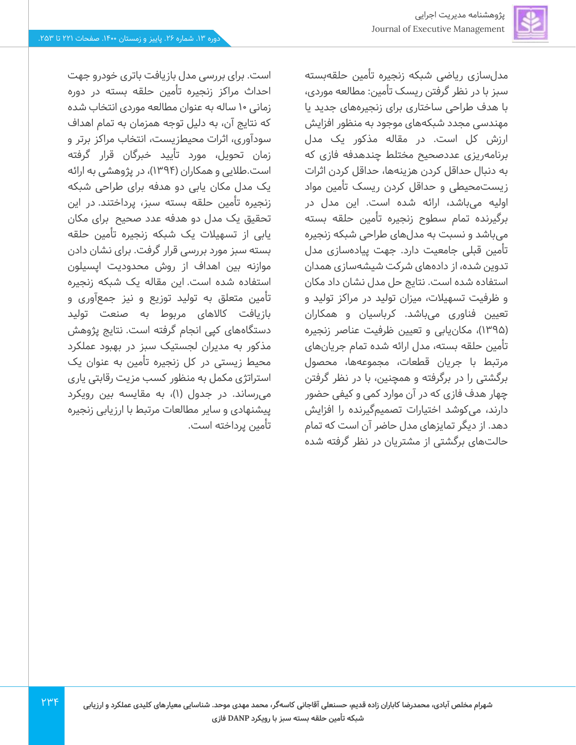مدل‌سازی ریاضی شبکه زنجیره تأمین حلقه‌بسته سبز با در نظر گرفتن ریسک تأمین: مطالعه موردی، با هدف طراحی ساختاری برای زنجیره‌های جدید یا مهندسی مجدد شبکه‌های موجود به منظور افزایش ارزش کل است. در مقاله مذکور یک مدل برنامه‌ریزی عددصحیح مختلط چندهدفه فازی که به دنبال حداقل کردن هزینه‌ها، حداقل کردن اثرات زیست‌محیطی و حداقل کردن ریسک تأمین مواد اولیه می‌باشد، ارائه شده است. این مدل در برگیرنده تمام سطوح زنجیره تأمین حلقه بسته می‌باشد و نسبت به مدل‌های طراحی شبکه زنجیره تأمین قبلی جامعیت دارد. جهت پیاده‌سازی مدل تدوین شده، از داده‌های شرکت شیشه‌سازی همدان استفاده شده است. نتایج حل مدل نشان داد مکان و ظرفیت تسهیلات، میزان تولید در مراکز تولید و تعیین فناوری می‌باشد. کرباسیان و همکاران (۱۳۹۵)، مکان‌یابی و تعیین ظرفیت عناصر زنجیره تأمین حلقه بسته، مدل ارائه شده تمام جریان‌های مرتبط با جریان قطعات، مجموعه‌ها، محصول برگشتی را در برگرفته و همچنین، با در نظر گرفتن چهار هدف فازی که در آن موارد کمی و کیفی حضور دارند، می‌کوشد اختیارات تصمیم‌گیرنده را افزایش دهد. از دیگر تمایزهای مدل حاضر آن است که تمام حالت‌های برگشتی از مشتریان در نظر گرفته شده است. برای بررسی مدل بازیافت باتری خودرو جهت احداث مراکز زنجیره تأمین حلقه بسته در دوره زمانی ۱۰ ساله به عنوان مطالعه موردی انتخاب شده که نتایج آن، به دلیل توجه همزمان به تمام اهداف سودآوری، اثرات محیط‌زیست، انتخاب مراکز برتر و زمان تحویل، مورد تأیید خبرگان قرار گرفته است.طلایی و همکاران (۱۳۹۴)، در پژوهشی به ارائه یک مدل مکان یابی دو هدفه برای طراحی شبکه زنجیره تأمین حلقه بسته سبز، پرداختند. در این تحقیق یک مدل دو هدفه عدد صحیح  برای مکان یابی از تسهیلات یک شبکه زنجیره تأمین حلقه بسته سبز مورد بررسی قرار گرفت. برای نشان دادن موازنه بین اهداف از روش محدودیت اپسیلون استفاده شده است. این مقاله یک شبکه زنجیره تأمین متعلق به تولید توزیع و نیز جمع‌آوری و بازیافت کالاهای مربوط به صنعت تولید دستگاه‌های کپی انجام گرفته است. نتایج پژوهش مذکور به مدیران لجستیک سبز در بهبود عملکرد محیط زیستی در کل زنجیره تأمین به عنوان یک استراتژی مکمل به منظور کسب مزیت رقابتی یاری می‌رساند. در جدول (۱)، به مقایسه بین رویکرد پیشنهادی و سایر مطالعات مرتبط با ارزیابی زنجیره تأمین پرداخته است.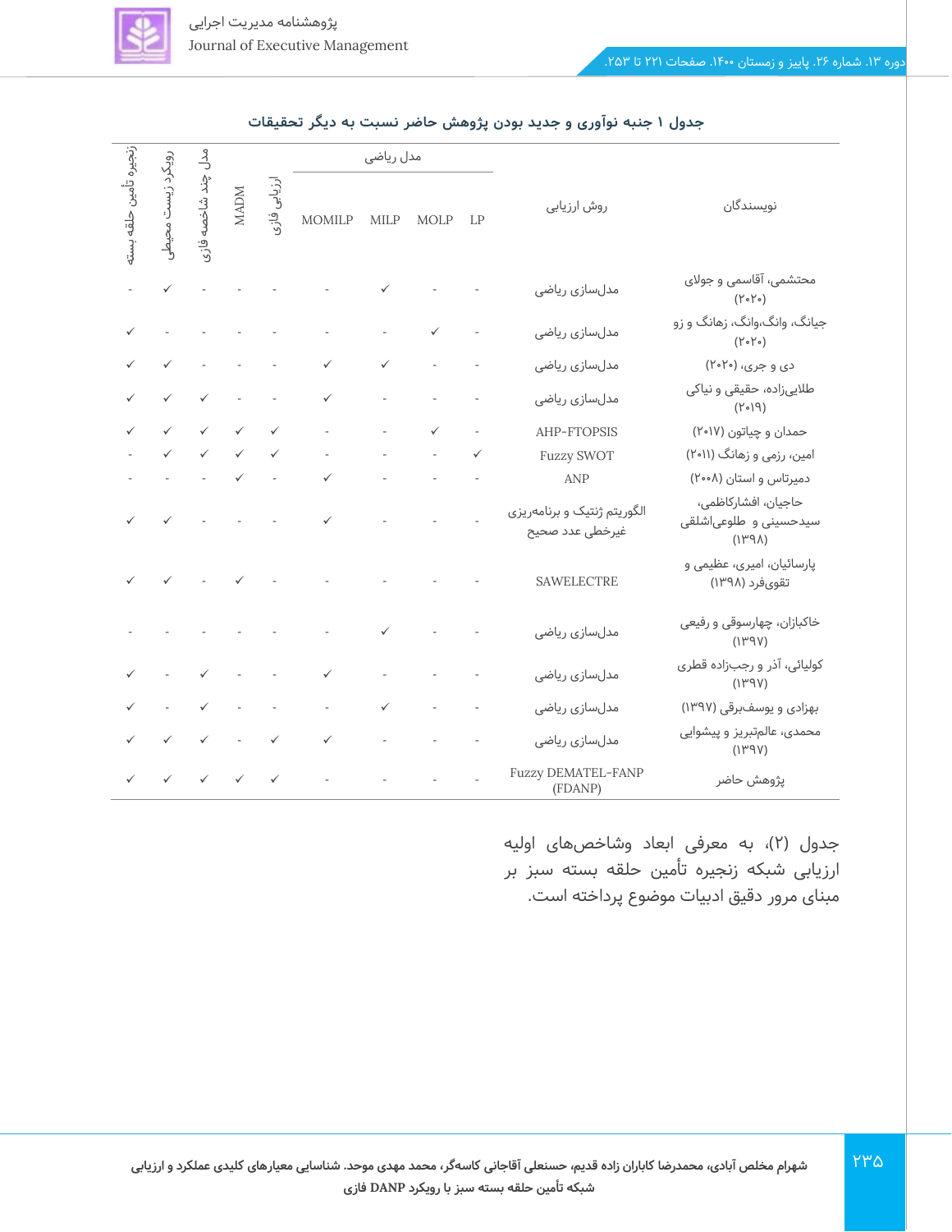**جدول ۱ جنبه نوآوری و جدید بودن پژوهش حاضر نسبت به دیگر تحقیقات**

| نویسندگان | روش ارزیابی | مدل ریاضی | | | | ارزیابی فازی | MADM | مدل چند شاخصه فازی | رویکرد زیست محیطی | زنجیره تأمین حلقه بسته |
|---|---|---|---|---|---|---|---|---|---|---|
| | | LP | MOLP | MILP | MOMILP | | | | | |
| محتشمی، آقاسمی و جولای (۲۰۲۰) | مدل‌سازی ریاضی | - | - | ✓ | - | - | - | - | ✓ | - |
| جیانگ، وانگ،وانگ، زهانگ و زو (۲۰۲۰) | مدل‌سازی ریاضی | - | ✓ | - | - | - | - | - | - | ✓ |
| دی و جری، (۲۰۲۰) | مدل‌سازی ریاضی | - | - | ✓ | ✓ | - | - | - | ✓ | ✓ |
| طلایی‌زاده، حقیقی و نیاکی (۲۰۱۹) | مدل‌سازی ریاضی | - | - | - | ✓ | - | - | ✓ | ✓ | ✓ |
| حمدان و چیاتون (۲۰۱۷) | AHP-FTOPSIS | - | ✓ | - | - | ✓ | ✓ | ✓ | ✓ | ✓ |
| امین، رزمی و زهانگ (۲۰۱۱) | Fuzzy SWOT | ✓ | - | - | - | ✓ | ✓ | ✓ | ✓ | - |
| دمیرتاس و استان (۲۰۰۸) | ANP | - | - | - | ✓ | - | ✓ | - | - | - |
| حاجیان، افشارکاظمی، سیدحسینی و طلوعی‌اشلقی (۱۳۹۸) | الگوریتم ژنتیک و برنامه‌ریزی غیرخطی عدد صحیح | - | - | - | ✓ | - | - | - | ✓ | ✓ |
| پارسائیان، امیری، عظیمی و تقوی‌فرد (۱۳۹۸) | SAWELECTRE | - | - | - | - | - | ✓ | - | ✓ | ✓ |
| خاکبازان، چهارسوقی و رفیعی (۱۳۹۷) | مدل‌سازی ریاضی | - | - | ✓ | - | - | - | - | - | - |
| کولیائی، آذر و رجب‌زاده قطری (۱۳۹۷) | مدل‌سازی ریاضی | - | - | - | ✓ | - | - | ✓ | - | ✓ |
| بهزادی و یوسف‌برقی (۱۳۹۷) | مدل‌سازی ریاضی | - | - | ✓ | - | - | - | ✓ | - | ✓ |
| محمدی، عالم‌تبریز و پیشوایی (۱۳۹۷) | مدل‌سازی ریاضی | - | - | - | ✓ | ✓ | - | ✓ | ✓ | ✓ |
| پژوهش حاضر | Fuzzy DEMATEL-FANP (FDANP) | - | - | - | - | ✓ | ✓ | ✓ | ✓ | ✓ |

جدول (۲)، به معرفی ابعاد وشاخص‌های اولیه ارزیابی شبکه زنجیره تأمین حلقه بسته سبز بر مبنای مرور دقیق ادبیات موضوع پرداخته است.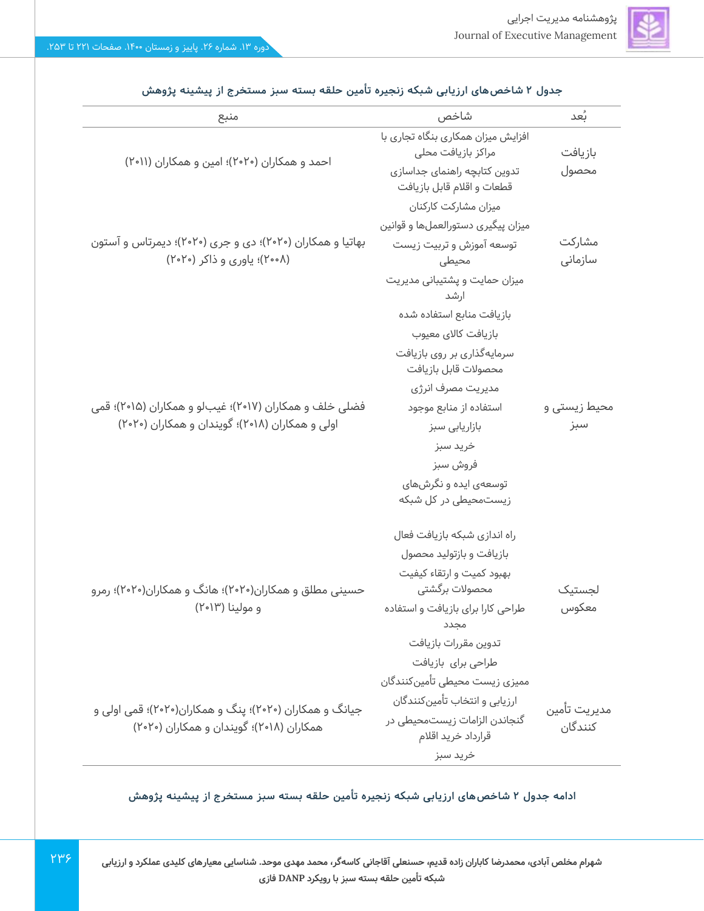**جدول ۲ شاخص‌های ارزیابی شبکه زنجیره تأمین حلقه بسته سبز مستخرج از پیشینه پژوهش**

| بُعد | شاخص | منبع |
|---|---|---|
| بازیافت محصول | افزایش میزان همکاری بنگاه تجاری با مراکز بازیافت محلی<br>تدوین کتابچه راهنمای جداسازی قطعات و اقلام قابل بازیافت | احمد و همکاران (۲۰۲۰)؛ امین و همکاران (۲۰۱۱) |
| مشارکت سازمانی | میزان مشارکت کارکنان<br>میزان پیگیری دستورالعمل‌ها و قوانین<br>توسعه آموزش و تربیت زیست محیطی<br>میزان حمایت و پشتیبانی مدیریت ارشد | بهاتیا و همکاران (۲۰۲۰)؛ دی و جری (۲۰۲۰)؛ دیمرتاس و آستون (۲۰۰۸)؛ یاوری و ذاکر (۲۰۲۰) |
| محیط زیستی و سبز | بازیافت منابع استفاده شده<br>بازیافت کالای معیوب<br>سرمایه‌گذاری بر روی بازیافت محصولات قابل بازیافت<br>مدیریت مصرف انرژی<br>استفاده از منابع موجود<br>بازاریابی سبز<br>خرید سبز<br>فروش سبز<br>توسعه‌ی ایده و نگرش‌های زیست‌محیطی در کل شبکه | فضلی خلف و همکاران (۲۰۱۷)؛ غیب‌لو و همکاران (۲۰۱۵)؛ قمی اولی و همکاران (۲۰۱۸)؛ گویندان و همکاران (۲۰۲۰) |
| لجستیک معکوس | راه اندازی شبکه بازیافت فعال<br>بازیافت و بازتولید محصول<br>بهبود کمیت و ارتقاء کیفیت محصولات برگشتی<br>طراحی کارا برای بازیافت و استفاده مجدد<br>تدوین مقررات بازیافت<br>طراحی برای بازیافت | حسینی مطلق و همکاران(۲۰۲۰)؛ هانگ و همکاران(۲۰۲۰)؛ رمرو و مولینا (۲۰۱۳) |
| مدیریت تأمین کنندگان | ممیزی زیست محیطی تأمین‌کنندگان<br>ارزیابی و انتخاب تأمین‌کنندگان<br>گنجاندن الزامات زیست‌محیطی در قرارداد خرید اقلام<br>خرید سبز | جیانگ و همکاران (۲۰۲۰)؛ پنگ و همکاران(۲۰۲۰)؛ قمی اولی و همکاران (۲۰۱۸)؛ گویندان و همکاران (۲۰۲۰) |

**ادامه جدول ۲ شاخص‌های ارزیابی شبکه زنجیره تأمین حلقه بسته سبز مستخرج از پیشینه پژوهش**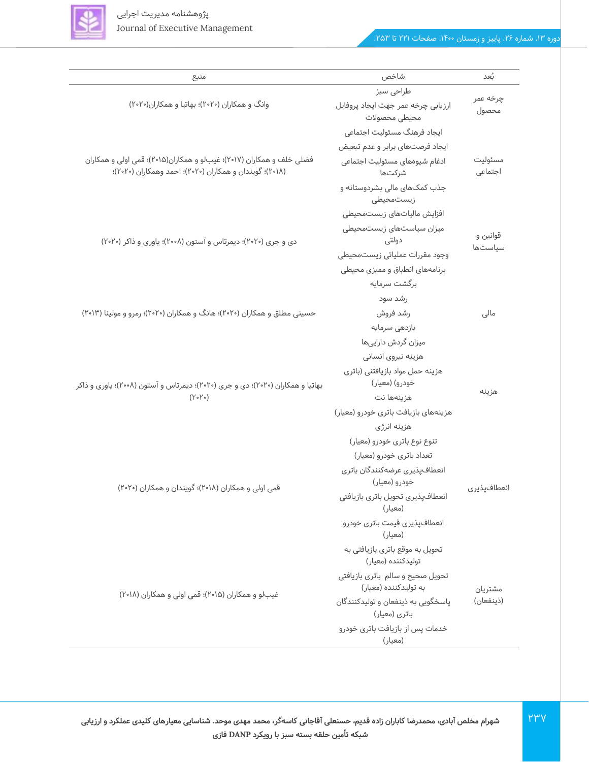| بُعد | شاخص | منبع |
| --- | --- | --- |
| چرخه عمر محصول | طراحی سبز<br>ارزیابی چرخه عمر جهت ایجاد پروفایل محیطی محصولات | وانگ و همکاران (۲۰۲۰)؛ بهاتیا و همکاران(۲۰۲۰) |
| مسئولیت اجتماعی | ایجاد فرهنگ مسئولیت اجتماعی<br>ایجاد فرصت‌های برابر و عدم تبعیض<br>ادغام شیوه‌های مسئولیت اجتماعی شرکت‌ها<br>جذب کمک‌های مالی بشردوستانه و زیست‌محیطی | فضلی خلف و همکاران (۲۰۱۷)؛ غیب‌لو و همکاران(۲۰۱۵)؛ قمی اولی و همکاران (۲۰۱۸)؛ گویندان و همکاران (۲۰۲۰)؛ احمد وهمکاران (۲۰۲۰)؛ |
| قوانین و سیاست‌ها | افزایش مالیات‌های زیست‌محیطی<br>میزان سیاست‌های زیست‌محیطی دولتی<br>وجود مقررات عملیاتی زیست‌محیطی<br>برنامه‌های انطباق و ممیزی محیطی | دی و جری (۲۰۲۰)؛ دیمرتاس و آستون (۲۰۰۸)؛ یاوری و ذاکر (۲۰۲۰) |
| مالی | برگشت سرمایه<br>رشد سود<br>رشد فروش<br>بازدهی سرمایه<br>میزان گردش دارایی‌ها | حسینی مطلق و همکاران (۲۰۲۰)؛ هانگ و همکاران (۲۰۲۰)؛ رمرو و مولینا (۲۰۱۳) |
| هزینه | هزینه نیروی انسانی<br>هزینه حمل مواد بازیافتنی (باتری خودرو) (معیار)<br>هزینه‌ها نت<br>هزینه‌های بازیافت باتری خودرو (معیار)<br>هزینه انرژی | بهاتیا و همکاران (۲۰۲۰)؛ دی و جری (۲۰۲۰)؛ دیمرتاس و آستون (۲۰۰۸)؛ یاوری و ذاکر (۲۰۲۰) |
| انعطاف‌پذیری | تنوع نوع باتری خودرو (معیار)<br>تعداد باتری خودرو (معیار)<br>انعطاف‌پذیری عرضه‌کنندگان باتری خودرو (معیار)<br>انعطاف‌پذیری تحویل باتری بازیافتی (معیار)<br>انعطاف‌پذیری قیمت باتری خودرو (معیار) | قمی اولی و همکاران (۲۰۱۸)؛ گویندان و همکاران (۲۰۲۰) |
| مشتریان (ذینفعان) | تحویل به موقع باتری بازیافتی به تولیدکننده (معیار)<br>تحویل صحیح و سالم باتری بازیافتی به تولیدکننده (معیار)<br>پاسخگویی به ذینفعان و تولیدکنندگان باتری (معیار)<br>خدمات پس از بازیافت باتری خودرو (معیار) | غیب‌لو و همکاران (۲۰۱۵)؛ قمی اولی و همکاران (۲۰۱۸) |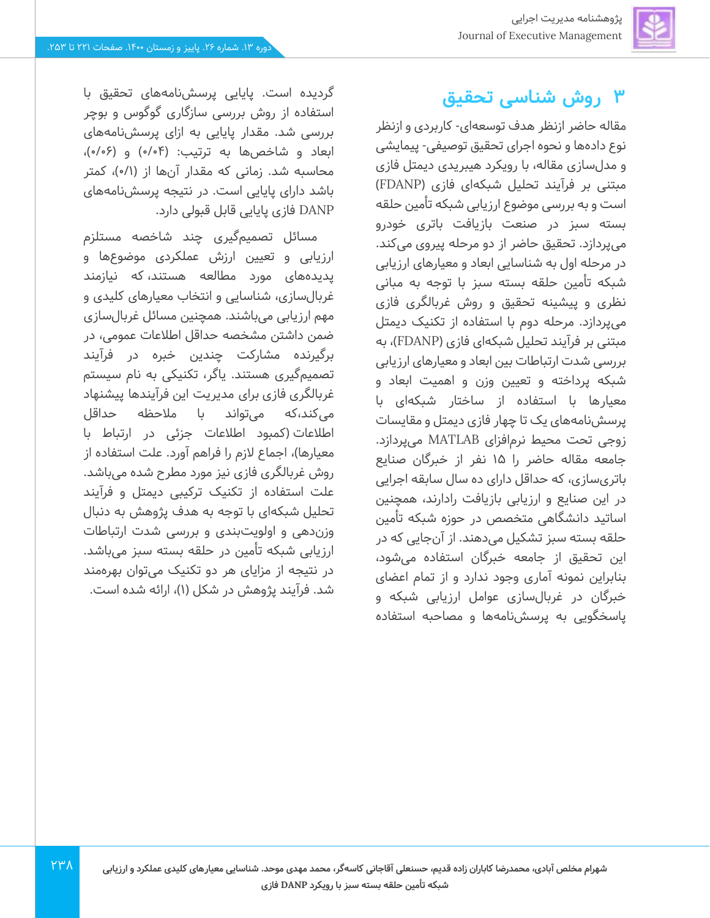## ۳ روش شناسی تحقیق

مقاله حاضر ازنظر هدف توسعه‌ای- کاربردی و ازنظر نوع داده‌ها و نحوه اجرای تحقیق توصیفی- پیمایشی و مدل‌سازی مقاله، با رویکرد هیبریدی دیمتل فازی مبتنی بر فرآیند تحلیل شبکه‌ای فازی (FDANP) است و به بررسی موضوع ارزیابی شبکه تأمین حلقه بسته سبز در صنعت بازیافت باتری خودرو می‌پردازد. تحقیق حاضر از دو مرحله پیروی می‌کند. در مرحله اول به شناسایی ابعاد و معیارهای ارزیابی شبکه تأمین حلقه بسته سبز با توجه به مبانی نظری و پیشینه تحقیق و روش غربالگری فازی می‌پردازد. مرحله دوم با استفاده از تکنیک دیمتل مبتنی بر فرآیند تحلیل شبکه‌ای فازی (FDANP)، به بررسی شدت ارتباطات بین ابعاد و معیارهای ارزیابی شبکه پرداخته و تعیین وزن و اهمیت ابعاد و معیارها با استفاده از ساختار شبکه‌ای با پرسش‌نامه‌های یک تا چهار فازی دیمتل و مقایسات زوجی تحت محیط نرم‌افزای MATLAB می‌پردازد. جامعه مقاله حاضر را ۱۵ نفر از خبرگان صنایع باتری‌سازی، که حداقل دارای ده سال سابقه اجرایی در این صنایع و ارزیابی بازیافت رادارند، همچنین اساتید دانشگاهی متخصص در حوزه شبکه تأمین حلقه بسته سبز تشکیل می‌دهند. از آن‌جایی که در این تحقیق از جامعه خبرگان استفاده می‌شود، بنابراین نمونه آماری وجود ندارد و از تمام اعضای خبرگان در غربال‌سازی عوامل ارزیابی شبکه و پاسخگویی به پرسش‌نامه‌ها و مصاحبه استفاده گردیده است. پایایی پرسش‌نامه‌های تحقیق با استفاده از روش بررسی سازگاری گوگوس و بوچر بررسی شد. مقدار پایایی به ازای پرسش‌نامه‌های ابعاد و شاخص‌ها به ترتیب: (۰/۰۴) و (۰/۰۶)، محاسبه شد. زمانی که مقدار آن‌ها از (۰/۱)، کمتر باشد دارای پایایی است. در نتیجه پرسش‌نامه‌های DANP فازی پایایی قابل قبولی دارد.

مسائل تصمیم‌گیری چند شاخصه مستلزم ارزیابی و تعیین ارزش عملکردی موضوع‌ها و پدیده‌های مورد مطالعه هستند، که نیازمند غربال‌سازی، شناسایی و انتخاب معیارهای کلیدی و مهم ارزیابی می‌باشند. همچنین مسائل غربال‌سازی ضمن داشتن مشخصه حداقل اطلاعات عمومی، در برگیرنده مشارکت چندین خبره در فرآیند تصمیم‌گیری هستند. یاگر، تکنیکی به نام سیستم غربالگری فازی برای مدیریت این فرآیندها پیشنهاد می‌کند،که می‌تواند با ملاحظه حداقل اطلاعات (کمبود اطلاعات جزئی در ارتباط با معیارها)، اجماع لازم را فراهم آورد. علت استفاده از روش غربالگری فازی نیز مورد مطرح شده می‌باشد. علت استفاده از تکنیک ترکیبی دیمتل و فرآیند تحلیل شبکه‌ای با توجه به هدف پژوهش به دنبال وزن‌دهی و اولویت‌بندی و بررسی شدت ارتباطات ارزیابی شبکه تأمین در حلقه بسته سبز می‌باشد. در نتیجه از مزایای هر دو تکنیک می‌توان بهره‌مند شد. فرآیند پژوهش در شکل (۱)، ارائه شده است.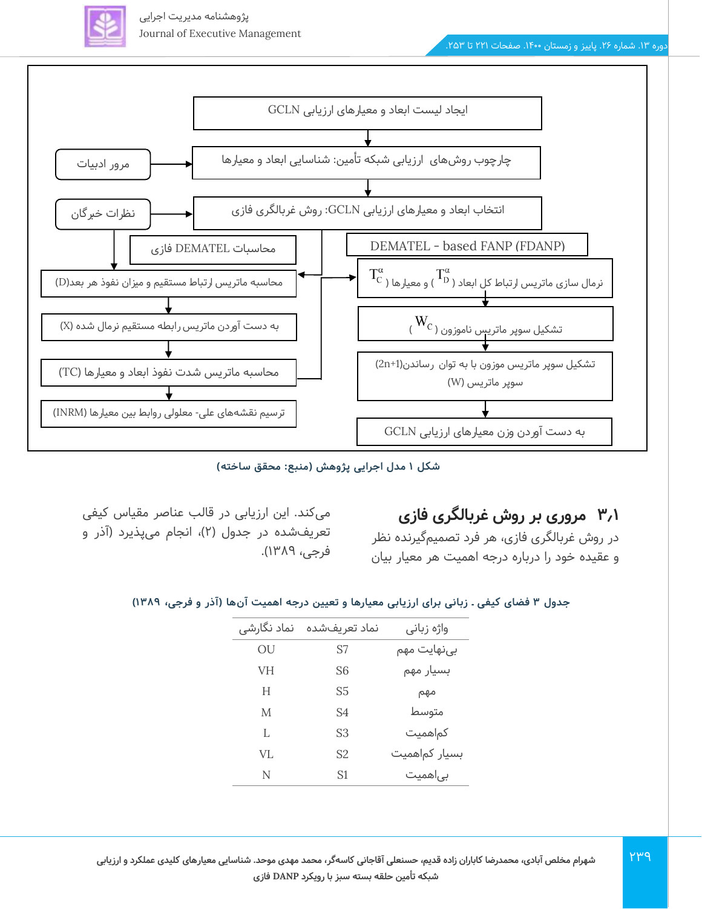ایجاد لیست ابعاد و معیارهای ارزیابی GCLN

چارچوب روش‌های ارزیابی شبکه تأمین: شناسایی ابعاد و معیارها ← مرور ادبیات

انتخاب ابعاد و معیارهای ارزیابی GCLN: روش غربالگری فازی ← نظرات خبرگان

محاسبات DEMATEL فازی

- محاسبه ماتریس ارتباط مستقیم و میزان نفوذ هر بعد(D)
- به دست آوردن ماتریس رابطه مستقیم نرمال شده (X)
- محاسبه ماتریس شدت نفوذ ابعاد و معیارها (TC)
- ترسیم نقشه‌های علی- معلولی روابط بین معیارها (INRM)

DEMATEL - based FANP (FDANP)

- نرمال سازی ماتریس ارتباط کل ابعاد ( $T_D^\alpha$ ) و معیارها ( $T_C^\alpha$ )
- تشکیل سوپر ماتریس ناموزون ( $W_C$ )
- تشکیل سوپر ماتریس موزون با به توان رساندن(2n+1) سوپر ماتریس (W)
- به دست آوردن وزن معیارهای ارزیابی GCLN

**شکل ۱ مدل اجرایی پژوهش (منبع: محقق ساخته)**

## ۳٫۱ مروری بر روش غربالگری فازی

در روش غربالگری فازی، هر فرد تصمیم‌گیرنده نظر و عقیده خود را درباره درجه اهمیت هر معیار بیان می‌کند. این ارزیابی در قالب عناصر مقیاس کیفی تعریف‌شده در جدول (۲)، انجام می‌پذیرد (آذر و فرجی، ۱۳۸۹).

**جدول ۳ فضای کیفی ـ زبانی برای ارزیابی معیارها و تعیین درجه اهمیت آن‌ها (آذر و فرجی، ۱۳۸۹)**

| واژه زبانی | نماد تعریف‌شده | نماد نگارشی |
|---|---|---|
| بی‌نهایت مهم | S7 | OU |
| بسیار مهم | S6 | VH |
| مهم | S5 | H |
| متوسط | S4 | M |
| کم‌اهمیت | S3 | L |
| بسیار کم‌اهمیت | S2 | VL |
| بی‌اهمیت | S1 | N |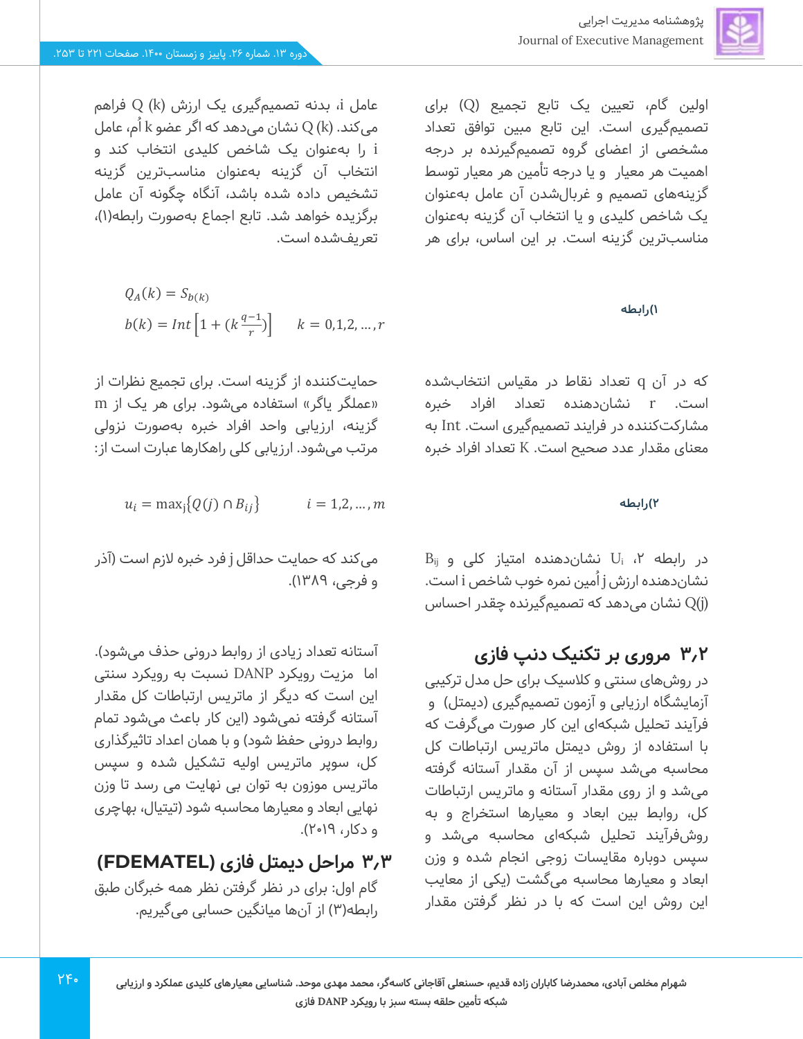اولین گام، تعیین یک تابع تجمیع (Q) برای تصمیم‌گیری است. این تابع مبین توافق تعداد مشخصی از اعضای گروه تصمیم‌گیرنده بر درجه اهمیت هر معیار و یا درجه تأمین هر معیار توسط گزینه‌های تصمیم و غربال‌شدن آن عامل به‌عنوان یک شاخص کلیدی و یا انتخاب آن گزینه به‌عنوان مناسب‌ترین گزینه است. بر این اساس، برای هر عامل i، بدنه تصمیم‌گیری یک ارزش Q (k) فراهم می‌کند. Q (k) نشان می‌دهد که اگر k عضو اُم، عامل i را به‌عنوان یک شاخص کلیدی انتخاب کند و انتخاب آن گزینه به‌عنوان مناسب‌ترین گزینه تشخیص داده شده باشد، آنگاه چگونه آن عامل برگزیده خواهد شد. تابع اجماع به‌صورت رابطه(۱)، تعریف‌شده است.

**۱)رابطه**

$$Q_A(k) = S_{b(k)}$$

$$b(k) = Int\left[1 + (k\frac{q-1}{r})\right] \qquad k = 0,1,2,\dots,r$$

که در آن q تعداد نقاط در مقیاس انتخاب‌شده است. r نشان‌دهنده تعداد افراد خبره مشارکت‌کننده در فرایند تصمیم‌گیری است. Int به معنای مقدار عدد صحیح است. K تعداد افراد خبره حمایت‌کننده از گزینه است. برای تجمیع نظرات از «عملگر یاگر» استفاده می‌شود. برای هر یک از m گزینه، ارزیابی واحد افراد خبره به‌صورت نزولی مرتب می‌شود. ارزیابی کلی راهکارها عبارت است از:

**۲)رابطه**

$$u_i = \max_j\{Q(j) \cap B_{ij}\} \qquad i = 1,2,\dots,m$$

در رابطه ۲، $U_i$ نشان‌دهنده امتیاز کلی و $B_{ij}$ نشان‌دهنده ارزش j اُمین نمره خوب شاخص i است. Q(j) نشان می‌دهد که تصمیم‌گیرنده چقدر احساس می‌کند که حمایت حداقل j فرد خبره لازم است (آذر و فرجی، ۱۳۸۹).

## ۳٫۲ مروری بر تکنیک دنپ فازی

در روش‌های سنتی و کلاسیک برای حل مدل ترکیبی آزمایشگاه ارزیابی و آزمون تصمیم‌گیری (دیمتل) و فرآیند تحلیل شبکه‌ای این کار صورت می‌گرفت که با استفاده از روش دیمتل ماتریس ارتباطات کل محاسبه می‌شد سپس از آن مقدار آستانه گرفته می‌شد و از روی مقدار آستانه و ماتریس ارتباطات کل، روابط بین ابعاد و معیارها استخراج و به روش‌فرآیند تحلیل شبکه‌ای محاسبه می‌شد و سپس دوباره مقایسات زوجی انجام شده و وزن ابعاد و معیارها محاسبه می‌گشت (یکی از معایب این روش این است که با در نظر گرفتن مقدار آستانه تعداد زیادی از روابط درونی حذف می‌شود). اما مزیت رویکرد DANP نسبت به رویکرد سنتی این است که دیگر از ماتریس ارتباطات کل مقدار آستانه گرفته نمی‌شود (این کار باعث می‌شود تمام روابط درونی حفظ شود) و با همان اعداد تاثیرگذاری کل، سوپر ماتریس اولیه تشکیل شده و سپس ماتریس موزون به توان بی نهایت می رسد تا وزن نهایی ابعاد و معیارها محاسبه شود (تیتیال، بهاچری و دکار، ۲۰۱۹).

## ۳٫۳ مراحل دیمتل فازی (FDEMATEL)

گام اول: برای در نظر گرفتن نظر همه خبرگان طبق رابطه(۳) از آن‌ها میانگین حسابی می‌گیریم.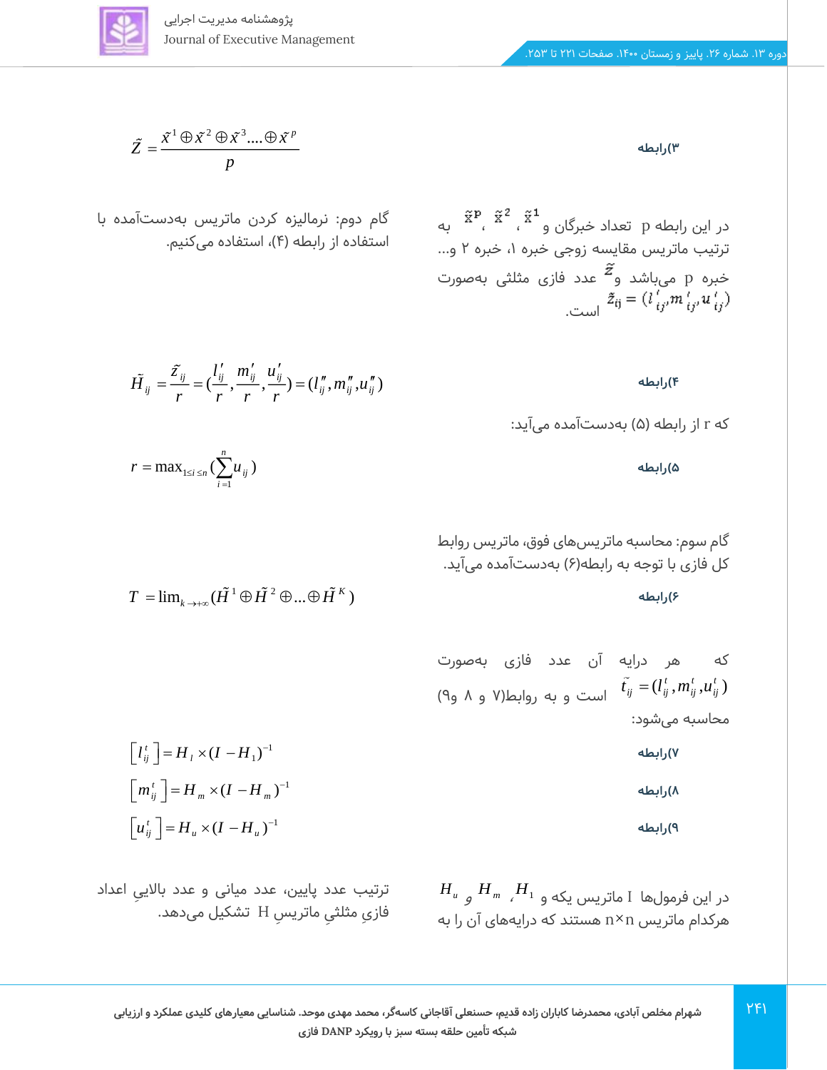$$\tilde{Z} = \frac{\tilde{x}^1 \oplus \tilde{x}^2 \oplus \tilde{x}^3 .... \oplus \tilde{x}^p}{p}$$

**۳)رابطه**

در این رابطه p تعداد خبرگان و $\tilde{x}^1$، $\tilde{x}^2$، $\tilde{x}^p$ به ترتیب ماتریس مقایسه زوجی خبره ۱، خبره ۲ و... خبره p می‌باشد و $\tilde{z}$ عدد فازی مثلثی به‌صورت $\tilde{z}_{ij} = (l'_{ij}, m'_{ij}, u'_{ij})$ است.

گام دوم: نرمالیزه کردن ماتریس به‌دست‌آمده با استفاده از رابطه (۴)، استفاده می‌کنیم.

$$\tilde{H}_{ij} = \frac{\tilde{z}_{ij}}{r} = \left(\frac{l'_{ij}}{r}, \frac{m'_{ij}}{r}, \frac{u'_{ij}}{r}\right) = (l''_{ij}, m''_{ij}, u''_{ij})$$

**۴)رابطه**

که r از رابطه (۵) به‌دست‌آمده می‌آید:

$$r = \max_{1 \le i \le n} \left(\sum_{i=1}^{n} u_{ij}\right)$$

**۵)رابطه**

گام سوم: محاسبه ماتریس‌های فوق، ماتریس روابط کل فازی با توجه به رابطه(۶) به‌دست‌آمده می‌آید.

$$T = \lim_{k \to +\infty} (\tilde{H}^1 \oplus \tilde{H}^2 \oplus ... \oplus \tilde{H}^K)$$

**۶)رابطه**

که هر درایه آن عدد فازی به‌صورت $\tilde{t}_{ij} = (l^t_{ij}, m^t_{ij}, u^t_{ij})$ است و به روابط(۷ و ۸ و۹) محاسبه می‌شود:

$$\left[l^t_{ij}\right] = H_l \times (I - H_1)^{-1}$$

**۷)رابطه**

$$\left[m^t_{ij}\right] = H_m \times (I - H_m)^{-1}$$

**۸)رابطه**

$$\left[u^t_{ij}\right] = H_u \times (I - H_u)^{-1}$$

**۹)رابطه**

در این فرمول‌ها I ماتریس یکه و $H_1$، $H_m$ و $H_u$ هرکدام ماتریس n×n هستند که درایه‌های آن را به ترتیب عدد پایین، عدد میانی و عدد بالایِی اعداد فازیِ مثلثیِ ماتریسِ H تشکیل می‌دهد.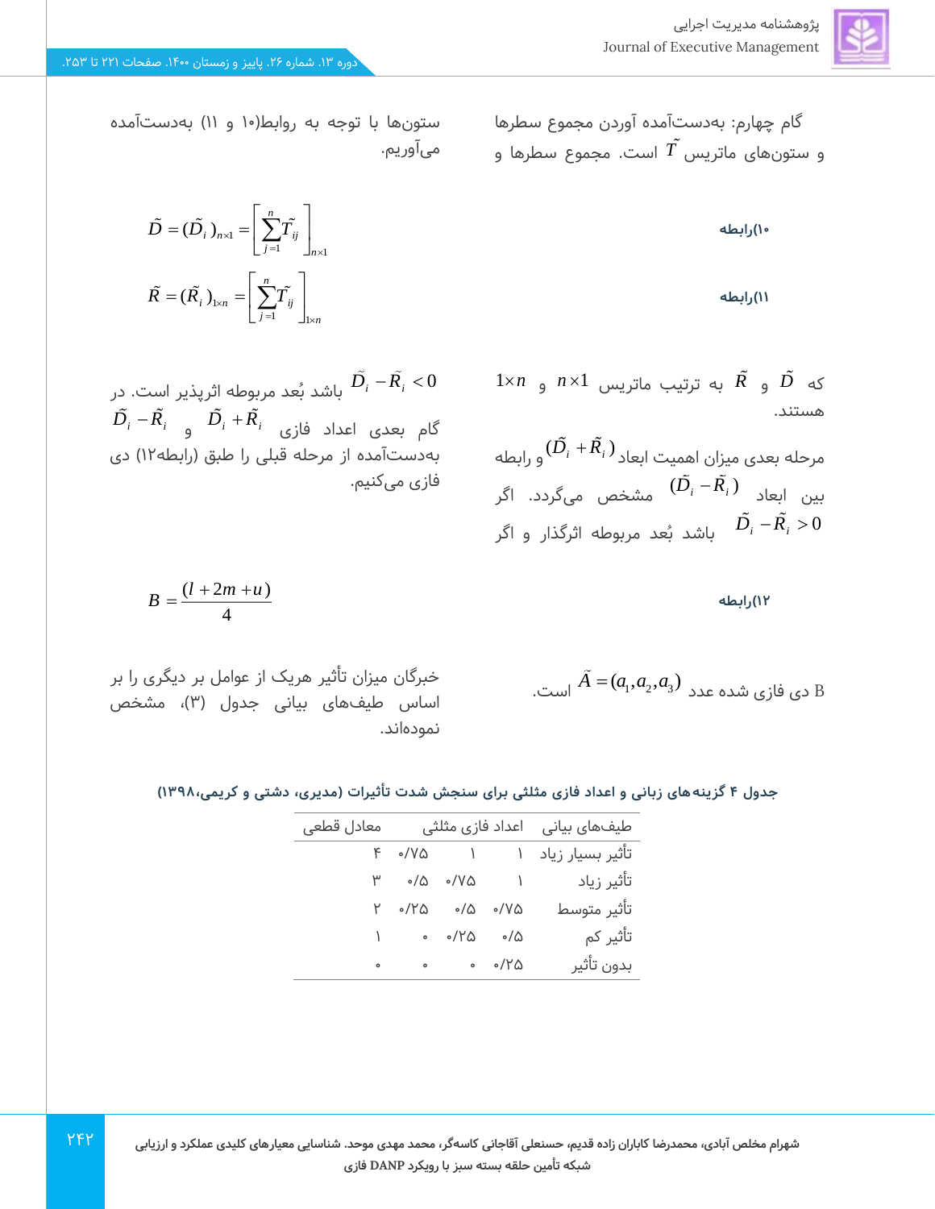گام چهارم: به‌دست‌آمده آوردن مجموع سطرها و ستون‌های ماتریس $\tilde{T}$ است. مجموع سطرها و ستون‌ها با توجه به روابط(۱۰ و ۱۱) به‌دست‌آمده می‌آوریم.

**۱۰)رابطه**

$$\tilde{D} = (\tilde{D}_i)_{n\times 1} = \left[\sum_{j=1}^{n} \tilde{T}_{ij}\right]_{n\times 1}$$

**۱۱)رابطه**

$$\tilde{R} = (\tilde{R}_i)_{1\times n} = \left[\sum_{j=1}^{n} \tilde{T}_{ij}\right]_{1\times n}$$

که $\tilde{D}$ و $\tilde{R}$ به ترتیب ماتریس $n\times 1$ و $1\times n$ هستند.

مرحله بعدی میزان اهمیت ابعاد $(\tilde{D}_i + \tilde{R}_i)$ و رابطه بین ابعاد $(\tilde{D}_i - \tilde{R}_i)$ مشخص می‌گردد. اگر $\tilde{D}_i - \tilde{R}_i > 0$ باشد بُعد مربوطه اثرگذار و اگر $\tilde{D}_i - \tilde{R}_i < 0$ باشد بُعد مربوطه اثرپذیر است. در گام بعدی اعداد فازی $\tilde{D}_i + \tilde{R}_i$ و $\tilde{D}_i - \tilde{R}_i$ به‌دست‌آمده از مرحله قبلی را طبق (رابطه۱۲) دی فازی می‌کنیم.

**۱۲)رابطه**

$$B = \frac{(l + 2m + u)}{4}$$

B دی فازی شده عدد $\tilde{A} = (a_1, a_2, a_3)$ است.

خبرگان میزان تأثیر هریک از عوامل بر دیگری را بر اساس طیف‌های بیانی جدول (۳)، مشخص نموده‌اند.

**جدول ۴ گزینه‌های زبانی و اعداد فازی مثلثی برای سنجش شدت تأثیرات (مدیری، دشتی و کریمی،۱۳۹۸)**

| طیف‌های بیانی | اعداد فازی مثلثی | | | معادل قطعی |
|---|---|---|---|---|
| تأثیر بسیار زیاد | ۱ | ۱ | ۰/۷۵ | ۴ |
| تأثیر زیاد | ۱ | ۰/۷۵ | ۰/۵ | ۳ |
| تأثیر متوسط | ۰/۷۵ | ۰/۵ | ۰/۲۵ | ۲ |
| تأثیر کم | ۰/۵ | ۰/۲۵ | ۰ | ۱ |
| بدون تأثیر | ۰/۲۵ | ۰ | ۰ | ۰ |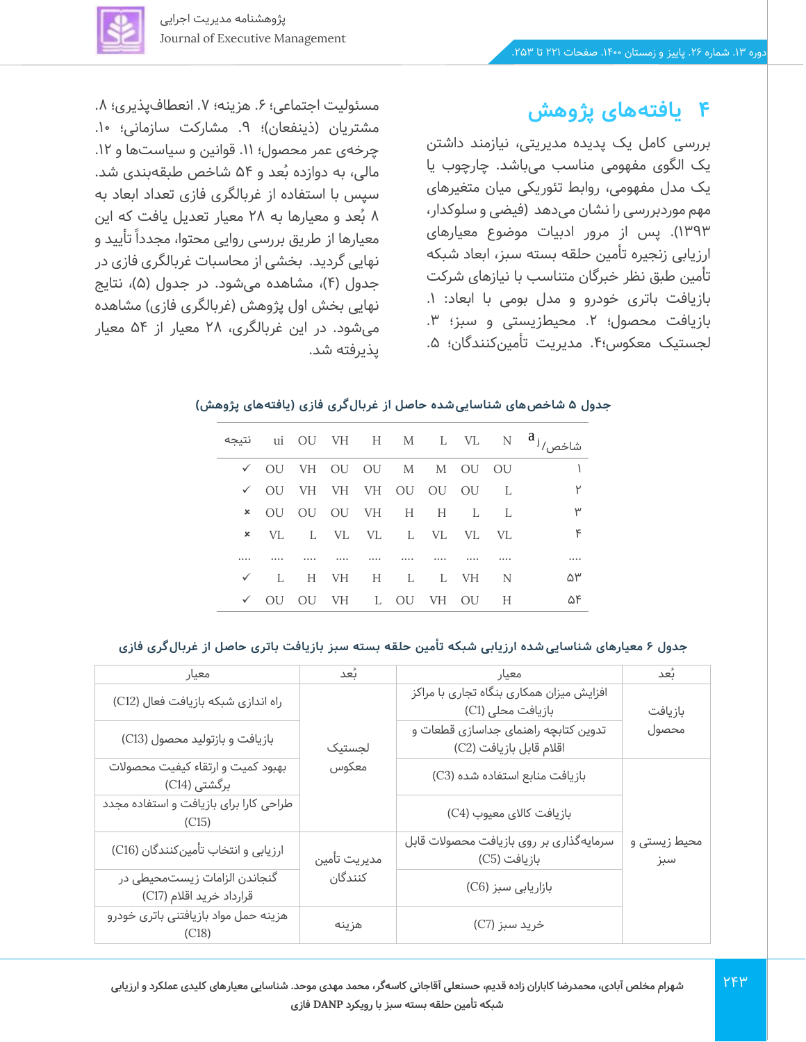## ۴ یافته‌های پژوهش

بررسی کامل یک پدیده مدیریتی، نیازمند داشتن یک الگوی مفهومی مناسب می‌باشد. چارچوب یا یک مدل مفهومی، روابط تئوریکی میان متغیرهای مهم موردبررسی را نشان می‌دهد (فیضی و سلوکدار، ۱۳۹۳). پس از مرور ادبیات موضوع معیارهای ارزیابی زنجیره تأمین حلقه بسته سبز، ابعاد شبکه تأمین طبق نظر خبرگان متناسب با نیازهای شرکت بازیافت باتری خودرو و مدل بومی با ابعاد: ۱. بازیافت محصول؛ ۲. محیط‌زیستی و سبز؛ ۳. لجستیک معکوس؛۴. مدیریت تأمین‌کنندگان؛ ۵. مسئولیت اجتماعی؛ ۶. هزینه؛ ۷. انعطاف‌پذیری؛ ۸. مشتریان (ذینفعان)؛ ۹. مشارکت سازمانی؛ ۱۰. چرخه‌ی عمر محصول؛ ۱۱. قوانین و سیاست‌ها و ۱۲. مالی، به دوازده بُعد و ۵۴ شاخص طبقه‌بندی شد. سپس با استفاده از غربالگری فازی تعداد ابعاد به ۸ بُعد و معیارها به ۲۸ معیار تعدیل یافت که این معیارها از طریق بررسی روایی محتوا، مجدداً تأیید و نهایی گردید. بخشی از محاسبات غربالگری فازی در جدول (۴)، مشاهده می‌شود. در جدول (۵)، نتایج نهایی بخش اول پژوهش (غربالگری فازی) مشاهده می‌شود. در این غربالگری، ۲۸ معیار از ۵۴ معیار پذیرفته شد.

**جدول ۵ شاخص‌های شناسایی‌شده حاصل از غربال‌گری فازی (یافته‌های پژوهش)**

| شاخص/ $a_j$ | N | VL | L | M | H | VH | OU | ui | نتیجه |
|---|---|---|---|---|---|---|---|---|---|
| ۱ | OU | OU | M | M | OU | OU | VH | OU | ✓ |
| ۲ | L | OU | OU | OU | VH | VH | VH | OU | ✓ |
| ۳ | L | L | H | H | VH | OU | OU | OU | × |
| ۴ | VL | VL | VL | L | VL | VL | L | VL | × |
| .... | .... | .... | .... | .... | .... | .... | .... | .... | .... |
| ۵۳ | N | VH | L | L | H | VH | H | L | ✓ |
| ۵۴ | H | OU | VH | OU | L | VH | OU | OU | ✓ |

**جدول ۶ معیارهای شناسایی‌شده ارزیابی شبکه تأمین حلقه بسته سبز بازیافت باتری حاصل از غربال‌گری فازی**

| بُعد | معیار | بُعد | معیار |
|---|---|---|---|
| بازیافت محصول | افزایش میزان همکاری بنگاه تجاری با مراکز بازیافت محلی (C1) | لجستیک معکوس | راه اندازی شبکه بازیافت فعال (C12) |
| | تدوین کتابچه راهنمای جداسازی قطعات و اقلام قابل بازیافت (C2) | | بازیافت و بازتولید محصول (C13) |
| محیط زیستی و سبز | بازیافت منابع استفاده شده (C3) | | بهبود کمیت و ارتقاء کیفیت محصولات برگشتی (C14) |
| | بازیافت کالای معیوب (C4) | | طراحی کارا برای بازیافت و استفاده مجدد (C15) |
| | سرمایه‌گذاری بر روی بازیافت محصولات قابل بازیافت (C5) | مدیریت تأمین کنندگان | ارزیابی و انتخاب تأمین‌کنندگان (C16) |
| | بازاریابی سبز (C6) | | گنجاندن الزامات زیست‌محیطی در قرارداد خرید اقلام (C17) |
| | خرید سبز (C7) | هزینه | هزینه حمل مواد بازیافتنی باتری خودرو (C18) |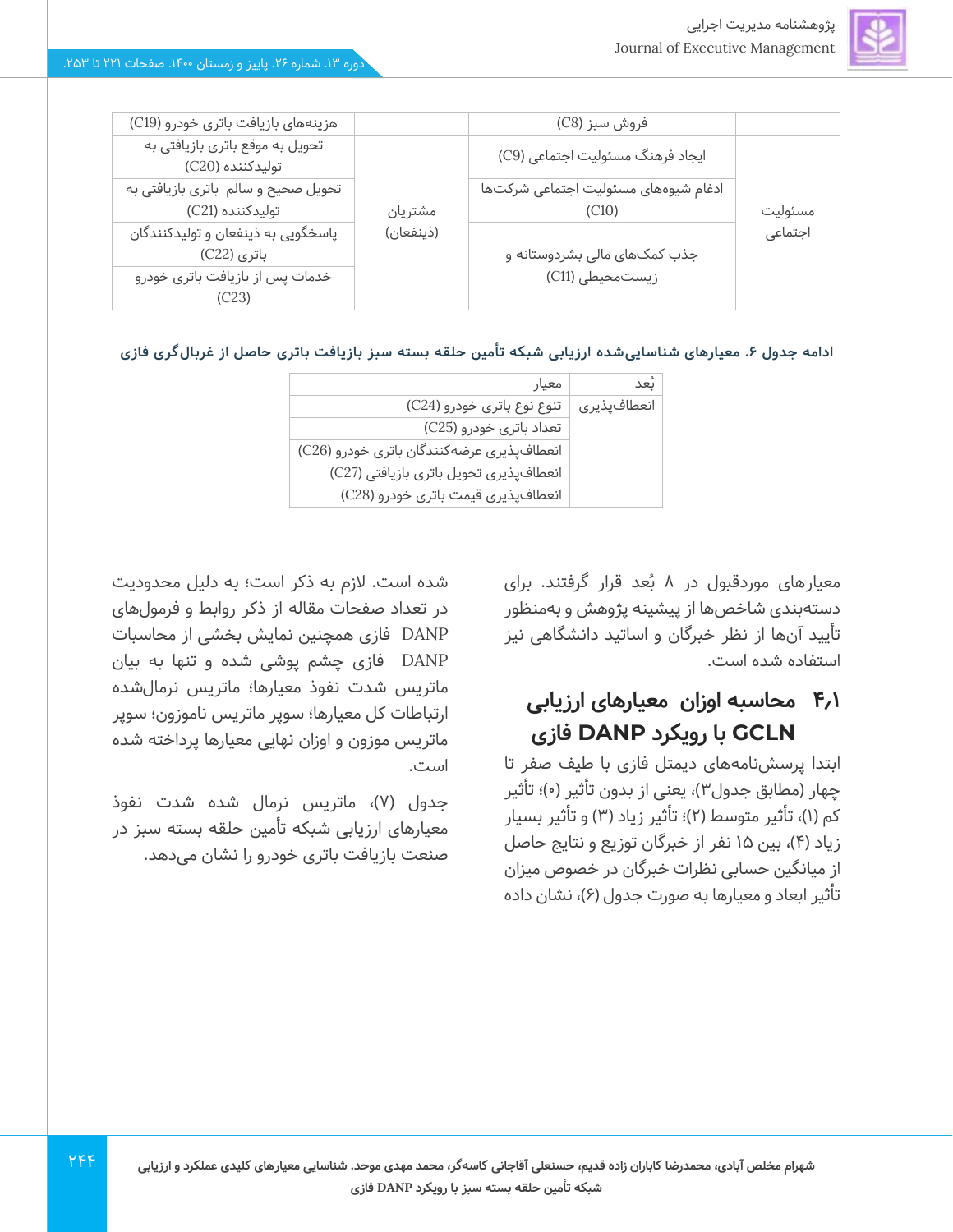| | | | |
|---|---|---|---|
| | فروش سبز (C8) | | هزینه‌های بازیافت باتری خودرو (C19) |
| مسئولیت اجتماعی | ایجاد فرهنگ مسئولیت اجتماعی (C9) | مشتریان (ذینفعان) | تحویل به موقع باتری بازیافتی به تولیدکننده (C20) |
| | ادغام شیوه‌های مسئولیت اجتماعی شرکت‌ها (C10) | | تحویل صحیح و سالم باتری بازیافتی به تولیدکننده (C21) |
| | جذب کمک‌های مالی بشردوستانه و زیست‌محیطی (C11) | | پاسخگویی به ذینفعان و تولیدکنندگان باتری (C22) |
| | | | خدمات پس از بازیافت باتری خودرو (C23) |

**ادامه جدول ۶. معیارهای شناسایی‌شده ارزیابی شبکه تأمین حلقه بسته سبز بازیافت باتری حاصل از غربال‌گری فازی**

| بُعد | معیار |
|---|---|
| انعطاف‌پذیری | تنوع نوع باتری خودرو (C24) |
| | تعداد باتری خودرو (C25) |
| | انعطاف‌پذیری عرضه‌کنندگان باتری خودرو (C26) |
| | انعطاف‌پذیری تحویل باتری بازیافتی (C27) |
| | انعطاف‌پذیری قیمت باتری خودرو (C28) |

معیارهای موردقبول در ۸ بُعد قرار گرفتند. برای دسته‌بندی شاخص‌ها از پیشینه پژوهش و به‌منظور تأیید آن‌ها از نظر خبرگان و اساتید دانشگاهی نیز استفاده شده است.

## ۴،۱ محاسبه اوزان معیارهای ارزیابی با رویکرد GCLN DANP فازی

ابتدا پرسش‌نامه‌های دیمتل فازی با طیف صفر تا چهار (مطابق جدول۳)، یعنی از بدون تأثیر (۰)؛ تأثیر کم (۱)، تأثیر متوسط (۲)؛ تأثیر زیاد (۳) و تأثیر بسیار زیاد (۴)، بین ۱۵ نفر از خبرگان توزیع و نتایج حاصل از میانگین حسابی نظرات خبرگان در خصوص میزان تأثیر ابعاد و معیارها به صورت جدول (۶)، نشان داده شده است. لازم به ذکر است؛ به دلیل محدودیت در تعداد صفحات مقاله از ذکر روابط و فرمول‌های DANP فازی همچنین نمایش بخشی از محاسبات DANP فازی چشم پوشی شده و تنها به بیان ماتریس شدت نفوذ معیارها؛ ماتریس نرمال‌شده ارتباطات کل معیارها؛ سوپر ماتریس ناموزون؛ سوپر ماتریس موزون و اوزان نهایی معیارها پرداخته شده است.

جدول (۷)، ماتریس نرمال شده شدت نفوذ معیارهای ارزیابی شبکه تأمین حلقه بسته سبز در صنعت بازیافت باتری خودرو را نشان می‌دهد.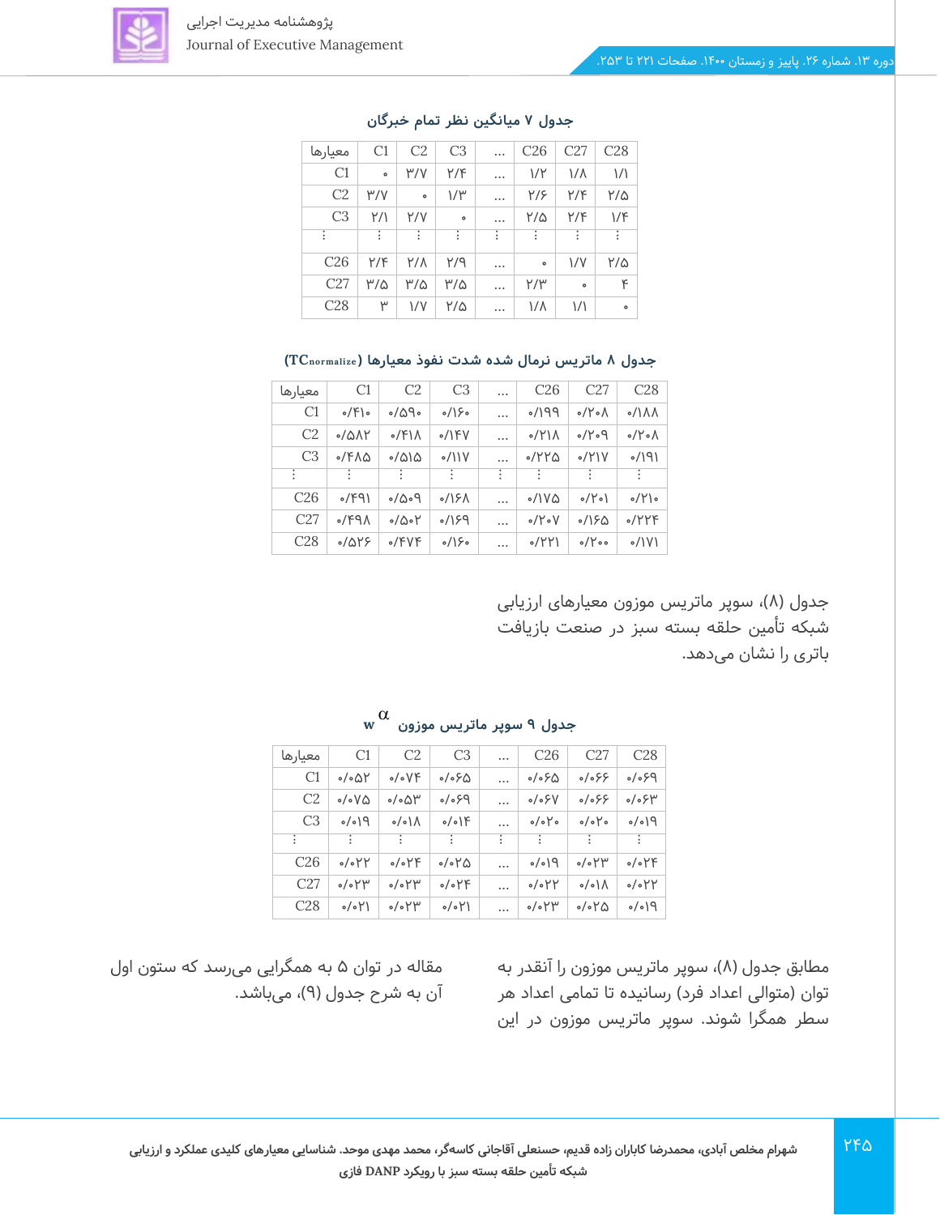**جدول ۷ میانگین نظر تمام خبرگان**

| معیارها | C1 | C2 | C3 | ... | C26 | C27 | C28 |
|---|---|---|---|---|---|---|---|
| C1 | ۰ | ۳/۷ | ۲/۴ | ... | ۱/۲ | ۱/۸ | ۱/۱ |
| C2 | ۳/۷ | ۰ | ۱/۳ | ... | ۲/۶ | ۲/۴ | ۲/۵ |
| C3 | ۲/۱ | ۲/۷ | ۰ | ... | ۲/۵ | ۲/۴ | ۱/۴ |
| ⋮ | ⋮ | ⋮ | ⋮ | ⋮ | ⋮ | ⋮ | ⋮ |
| C26 | ۲/۴ | ۲/۸ | ۲/۹ | ... | ۰ | ۱/۷ | ۲/۵ |
| C27 | ۳/۵ | ۳/۵ | ۳/۵ | ... | ۲/۳ | ۰ | ۴ |
| C28 | ۳ | ۱/۷ | ۲/۵ | ... | ۱/۸ | ۱/۱ | ۰ |

**جدول ۸ ماتریس نرمال شده شدت نفوذ معیارها ($TC_{normalize}$)**

| معیارها | C1 | C2 | C3 | ... | C26 | C27 | C28 |
|---|---|---|---|---|---|---|---|
| C1 | ۰/۴۱۰ | ۰/۵۹۰ | ۰/۱۶۰ | ... | ۰/۱۹۹ | ۰/۲۰۸ | ۰/۱۸۸ |
| C2 | ۰/۵۸۲ | ۰/۴۱۸ | ۰/۱۴۷ | ... | ۰/۲۱۸ | ۰/۲۰۹ | ۰/۲۰۸ |
| C3 | ۰/۴۸۵ | ۰/۵۱۵ | ۰/۱۱۷ | ... | ۰/۲۲۵ | ۰/۲۱۷ | ۰/۱۹۱ |
| ⋮ | ⋮ | ⋮ | ⋮ | ⋮ | ⋮ | ⋮ | ⋮ |
| C26 | ۰/۴۹۱ | ۰/۵۰۹ | ۰/۱۶۸ | ... | ۰/۱۷۵ | ۰/۲۰۱ | ۰/۲۱۰ |
| C27 | ۰/۴۹۸ | ۰/۵۰۲ | ۰/۱۶۹ | ... | ۰/۲۰۷ | ۰/۱۶۵ | ۰/۲۲۴ |
| C28 | ۰/۵۲۶ | ۰/۴۷۴ | ۰/۱۶۰ | ... | ۰/۲۲۱ | ۰/۲۰۰ | ۰/۱۷۱ |

جدول (۸)، سوپر ماتریس موزون معیارهای ارزیابی شبکه تأمین حلقه بسته سبز در صنعت بازیافت باتری را نشان می‌دهد.

**جدول ۹ سوپر ماتریس موزون $w^{\alpha}$**

| معیارها | C1 | C2 | C3 | ... | C26 | C27 | C28 |
|---|---|---|---|---|---|---|---|
| C1 | ۰/۰۵۲ | ۰/۰۷۴ | ۰/۰۶۵ | ... | ۰/۰۶۵ | ۰/۰۶۶ | ۰/۰۶۹ |
| C2 | ۰/۰۷۵ | ۰/۰۵۳ | ۰/۰۶۹ | ... | ۰/۰۶۷ | ۰/۰۶۶ | ۰/۰۶۳ |
| C3 | ۰/۰۱۹ | ۰/۰۱۸ | ۰/۰۱۴ | ... | ۰/۰۲۰ | ۰/۰۲۰ | ۰/۰۱۹ |
| ⋮ | ⋮ | ⋮ | ⋮ | ⋮ | ⋮ | ⋮ | ⋮ |
| C26 | ۰/۰۲۲ | ۰/۰۲۴ | ۰/۰۲۵ | ... | ۰/۰۱۹ | ۰/۰۲۳ | ۰/۰۲۴ |
| C27 | ۰/۰۲۳ | ۰/۰۲۳ | ۰/۰۲۴ | ... | ۰/۰۲۲ | ۰/۰۱۸ | ۰/۰۲۲ |
| C28 | ۰/۰۲۱ | ۰/۰۲۳ | ۰/۰۲۱ | ... | ۰/۰۲۳ | ۰/۰۲۵ | ۰/۰۱۹ |

مطابق جدول (۸)، سوپر ماتریس موزون را آنقدر به توان (متوالی اعداد فرد) رسانیده تا تمامی اعداد هر سطر همگرا شوند. سوپر ماتریس موزون در این مقاله در توان ۵ به همگرایی می‌رسد که ستون اول آن به شرح جدول (۹)، می‌باشد.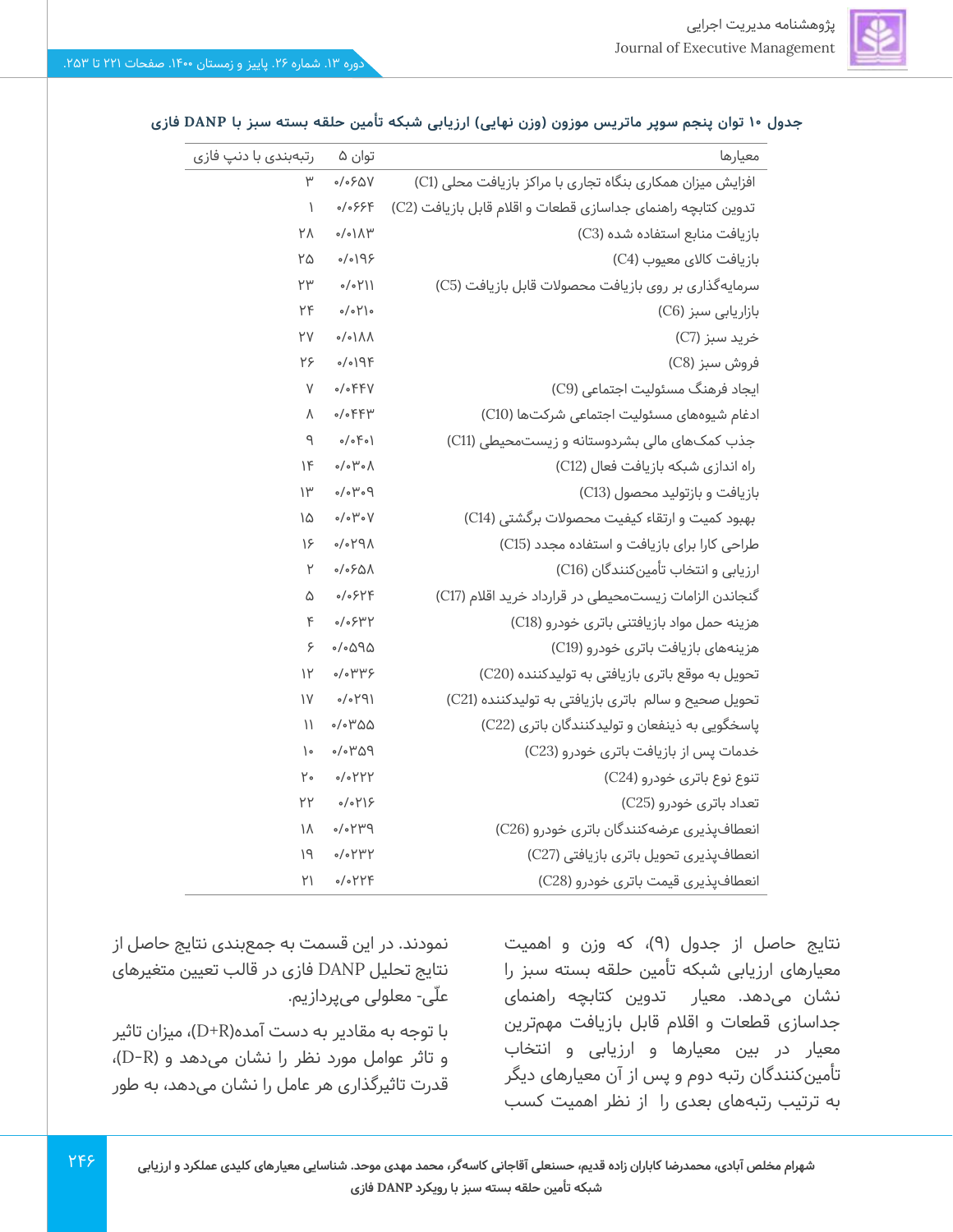**جدول ۱۰ توان پنجم سوپر ماتریس موزون (وزن نهایی) ارزیابی شبکه تأمین حلقه بسته سبز با DANP فازی**

| معیارها | توان ۵ | رتبه‌بندی با دنپ فازی |
|---|---|---|
| افزایش میزان همکاری بنگاه تجاری با مراکز بازیافت محلی (C1) | ۰/۰۶۵۷ | ۳ |
| تدوین کتابچه راهنمای جداسازی قطعات و اقلام قابل بازیافت (C2) | ۰/۰۶۶۴ | ۱ |
| بازیافت منابع استفاده شده (C3) | ۰/۰۱۸۳ | ۲۸ |
| بازیافت کالای معیوب (C4) | ۰/۰۱۹۶ | ۲۵ |
| سرمایه‌گذاری بر روی بازیافت محصولات قابل بازیافت (C5) | ۰/۰۲۱۱ | ۲۳ |
| بازاریابی سبز (C6) | ۰/۰۲۱۰ | ۲۴ |
| خرید سبز (C7) | ۰/۰۱۸۸ | ۲۷ |
| فروش سبز (C8) | ۰/۰۱۹۴ | ۲۶ |
| ایجاد فرهنگ مسئولیت اجتماعی (C9) | ۰/۰۴۴۷ | ۷ |
| ادغام شیوه‌های مسئولیت اجتماعی شرکت‌ها (C10) | ۰/۰۴۴۳ | ۸ |
| جذب کمک‌های مالی بشردوستانه و زیست‌محیطی (C11) | ۰/۰۴۰۱ | ۹ |
| راه اندازی شبکه بازیافت فعال (C12) | ۰/۰۳۰۸ | ۱۴ |
| بازیافت و بازتولید محصول (C13) | ۰/۰۳۰۹ | ۱۳ |
| بهبود کمیت و ارتقاء کیفیت محصولات برگشتی (C14) | ۰/۰۳۰۷ | ۱۵ |
| طراحی کارا برای بازیافت و استفاده مجدد (C15) | ۰/۰۲۹۸ | ۱۶ |
| ارزیابی و انتخاب تأمین‌کنندگان (C16) | ۰/۰۶۵۸ | ۲ |
| گنجاندن الزامات زیست‌محیطی در قرارداد خرید اقلام (C17) | ۰/۰۶۲۴ | ۵ |
| هزینه حمل مواد بازیافتنی باتری خودرو (C18) | ۰/۰۶۳۲ | ۴ |
| هزینه‌های بازیافت باتری خودرو (C19) | ۰/۰۵۹۵ | ۶ |
| تحویل به موقع باتری بازیافتی به تولیدکننده (C20) | ۰/۰۳۳۶ | ۱۲ |
| تحویل صحیح و سالم باتری بازیافتی به تولیدکننده (C21) | ۰/۰۲۹۱ | ۱۷ |
| پاسخگویی به ذینفعان و تولیدکنندگان باتری (C22) | ۰/۰۳۵۵ | ۱۱ |
| خدمات پس از بازیافت باتری خودرو (C23) | ۰/۰۳۵۹ | ۱۰ |
| تنوع نوع باتری خودرو (C24) | ۰/۰۲۲۲ | ۲۰ |
| تعداد باتری خودرو (C25) | ۰/۰۲۱۶ | ۲۲ |
| انعطاف‌پذیری عرضه‌کنندگان باتری خودرو (C26) | ۰/۰۲۳۹ | ۱۸ |
| انعطاف‌پذیری تحویل باتری بازیافتی (C27) | ۰/۰۲۳۲ | ۱۹ |
| انعطاف‌پذیری قیمت باتری خودرو (C28) | ۰/۰۲۲۴ | ۲۱ |

نتایج حاصل از جدول (۹)، که وزن و اهمیت معیارهای ارزیابی شبکه تأمین حلقه بسته سبز را نشان می‌دهد. معیار تدوین کتابچه راهنمای جداسازی قطعات و اقلام قابل بازیافت مهم‌ترین معیار در بین معیارها و ارزیابی و انتخاب تأمین‌کنندگان رتبه دوم و پس از آن معیارهای دیگر به ترتیب رتبه‌های بعدی را از نظر اهمیت کسب نمودند. در این قسمت به جمع‌بندی نتایج حاصل از نتایج تحلیل DANP فازی در قالب تعیین متغیرهای علّی- معلولی می‌پردازیم.

با توجه به مقادیر به دست آمده(D+R)، میزان تاثیر و تاثر عوامل مورد نظر را نشان می‌دهد و (D-R)، قدرت تاثیرگذاری هر عامل را نشان می‌دهد، به طور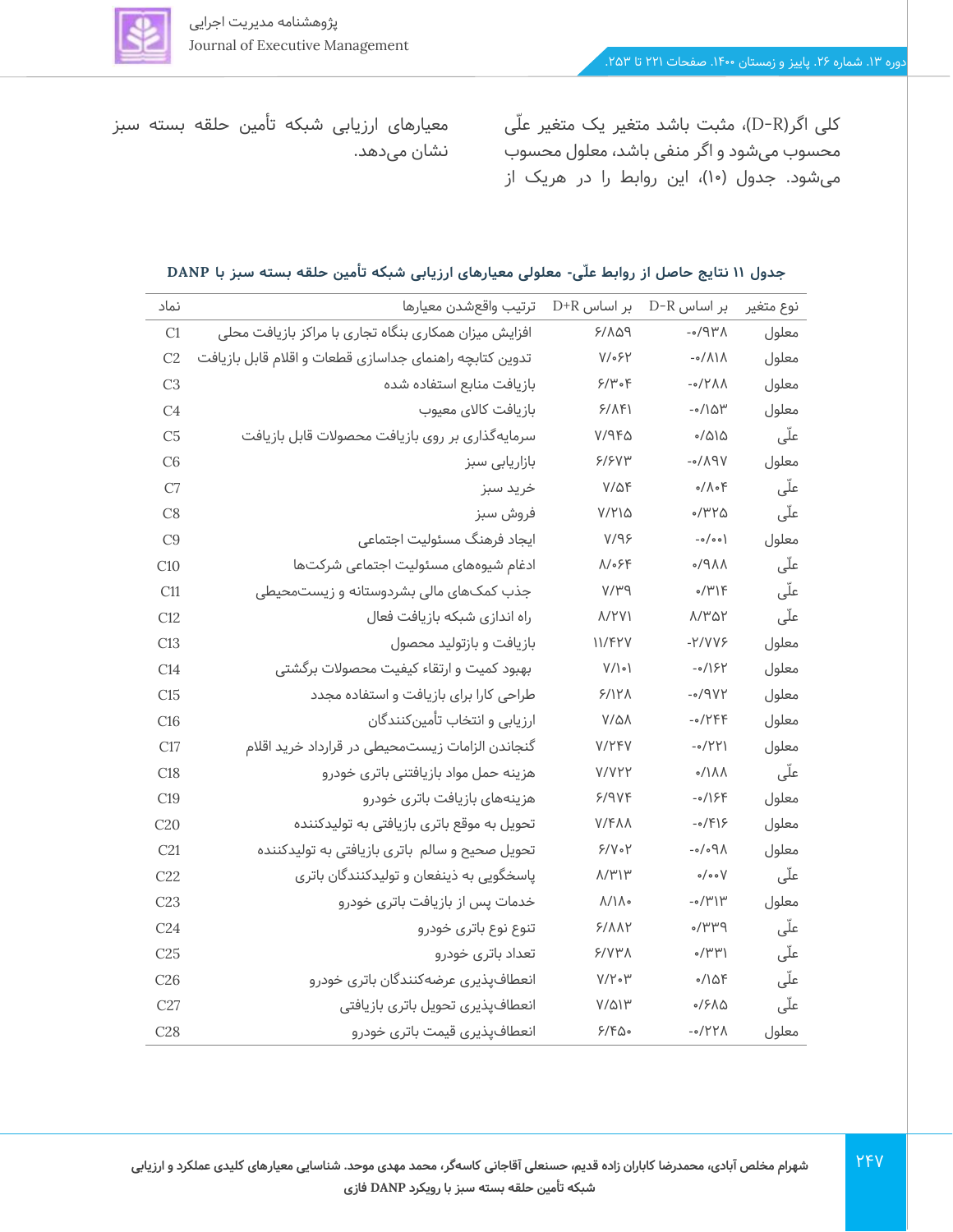کلی اگر(D-R)، مثبت باشد متغیر یک متغیر علّی محسوب می‌شود و اگر منفی باشد، معلول محسوب می‌شود. جدول (۱۰)، این روابط را در هریک از معیارهای ارزیابی شبکه تأمین حلقه بسته سبز نشان می‌دهد.

**جدول ۱۱ نتایج حاصل از روابط علّی- معلولی معیارهای ارزیابی شبکه تأمین حلقه بسته سبز با DANP**

| نوع متغیر | بر اساس D-R | بر اساس D+R | ترتیب واقع‌شدن معیارها | نماد |
|---|---|---|---|---|
| معلول | -۰/۹۳۸ | ۶/۸۵۹ | افزایش میزان همکاری بنگاه تجاری با مراکز بازیافت محلی | C1 |
| معلول | -۰/۸۱۸ | ۷/۰۶۲ | تدوین کتابچه راهنمای جداسازی قطعات و اقلام قابل بازیافت | C2 |
| معلول | -۰/۲۸۸ | ۶/۳۰۴ | بازیافت منابع استفاده شده | C3 |
| معلول | -۰/۱۵۳ | ۶/۸۴۱ | بازیافت کالای معیوب | C4 |
| علّی | ۰/۵۱۵ | ۷/۹۴۵ | سرمایه‌گذاری بر روی بازیافت محصولات قابل بازیافت | C5 |
| معلول | -۰/۸۹۷ | ۶/۶۷۳ | بازاریابی سبز | C6 |
| علّی | ۰/۸۰۴ | ۷/۵۴ | خرید سبز | C7 |
| علّی | ۰/۳۲۵ | ۷/۲۱۵ | فروش سبز | C8 |
| معلول | -۰/۰۰۱ | ۷/۹۶ | ایجاد فرهنگ مسئولیت اجتماعی | C9 |
| علّی | ۰/۹۸۸ | ۸/۰۶۴ | ادغام شیوه‌های مسئولیت اجتماعی شرکت‌ها | C10 |
| علّی | ۰/۳۱۴ | ۷/۳۹ | جذب کمک‌های مالی بشردوستانه و زیست‌محیطی | C11 |
| علّی | ۸/۳۵۲ | ۸/۲۷۱ | راه اندازی شبکه بازیافت فعال | C12 |
| معلول | -۲/۷۷۶ | ۱۱/۴۲۷ | بازیافت و بازتولید محصول | C13 |
| معلول | -۰/۱۶۲ | ۷/۱۰۱ | بهبود کمیت و ارتقاء کیفیت محصولات برگشتی | C14 |
| معلول | -۰/۹۷۲ | ۶/۱۲۸ | طراحی کارا برای بازیافت و استفاده مجدد | C15 |
| معلول | -۰/۲۴۴ | ۷/۵۸ | ارزیابی و انتخاب تأمین‌کنندگان | C16 |
| معلول | -۰/۲۲۱ | ۷/۲۴۷ | گنجاندن الزامات زیست‌محیطی در قرارداد خرید اقلام | C17 |
| علّی | ۰/۱۸۸ | ۷/۷۲۲ | هزینه حمل مواد بازیافتنی باتری خودرو | C18 |
| معلول | -۰/۱۶۴ | ۶/۹۷۴ | هزینه‌های بازیافت باتری خودرو | C19 |
| معلول | -۰/۴۱۶ | ۷/۴۸۸ | تحویل به موقع باتری بازیافتی به تولیدکننده | C20 |
| معلول | -۰/۰۹۸ | ۶/۷۰۲ | تحویل صحیح و سالم باتری بازیافتی به تولیدکننده | C21 |
| علّی | ۰/۰۰۷ | ۸/۳۱۳ | پاسخگویی به ذینفعان و تولیدکنندگان باتری | C22 |
| معلول | -۰/۳۱۳ | ۸/۱۸۰ | خدمات پس از بازیافت باتری خودرو | C23 |
| علّی | ۰/۳۳۹ | ۶/۸۸۲ | تنوع نوع باتری خودرو | C24 |
| علّی | ۰/۳۳۱ | ۶/۷۳۸ | تعداد باتری خودرو | C25 |
| علّی | ۰/۱۵۴ | ۷/۲۰۳ | انعطاف‌پذیری عرضه‌کنندگان باتری خودرو | C26 |
| علّی | ۰/۶۸۵ | ۷/۵۱۳ | انعطاف‌پذیری تحویل باتری بازیافتی | C27 |
| معلول | -۰/۲۲۸ | ۶/۴۵۰ | انعطاف‌پذیری قیمت باتری خودرو | C28 |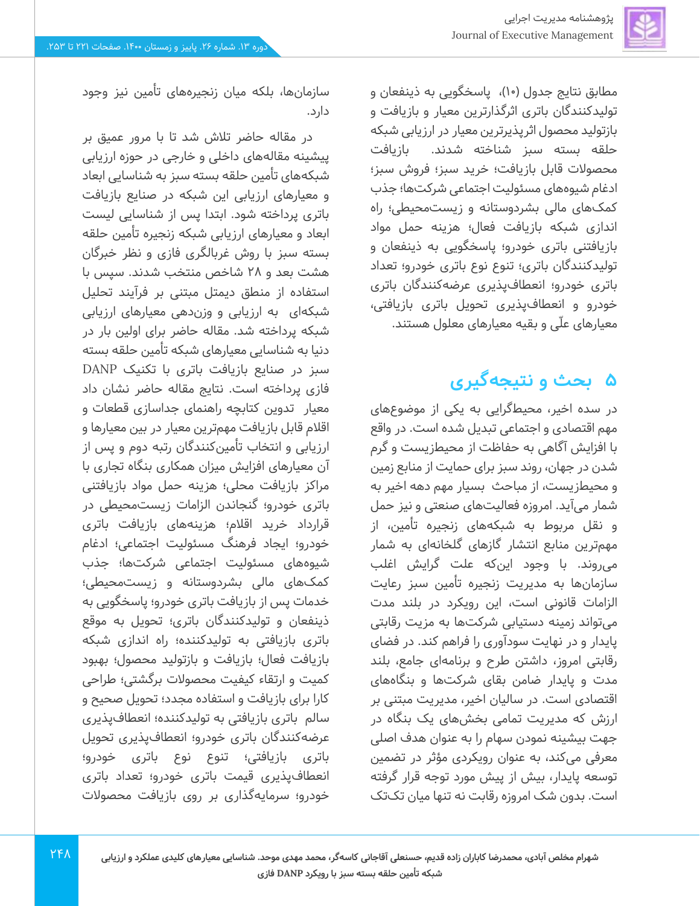مطابق نتایج جدول (۱۰)، پاسخگویی به ذینفعان و تولیدکنندگان باتری اثرگذارترین معیار و بازیافت و بازتولید محصول اثرپذیرترین معیار در ارزیابی شبکه حلقه بسته سبز شناخته شدند. بازیافت محصولات قابل بازیافت؛ خرید سبز؛ فروش سبز؛ ادغام شیوه‌های مسئولیت اجتماعی شرکت‌ها؛ جذب کمک‌های مالی بشردوستانه و زیست‌محیطی؛ راه اندازی شبکه بازیافت فعال؛ هزینه حمل مواد بازیافتنی باتری خودرو؛ پاسخگویی به ذینفعان و تولیدکنندگان باتری؛ تنوع نوع باتری خودرو؛ تعداد باتری خودرو؛ انعطاف‌پذیری عرضه‌کنندگان باتری خودرو و انعطاف‌پذیری تحویل باتری بازیافتی، معیارهای علّی و بقیه معیارهای معلول هستند.

## ۵ بحث و نتیجه‌گیری

در سده اخیر، محیطگرایی به یکی از موضوع‌های مهم اقتصادی و اجتماعی تبدیل شده است. در واقع با افزایش آگاهی به حفاظت از محیطزیست و گرم شدن در جهان، روند سبز برای حمایت از منابع زمین و محیطزیست، از مباحث بسیار مهم دهه اخیر به شمار می‌آید. امروزه فعالیت‌های صنعتی و نیز حمل و نقل مربوط به شبکه‌های زنجیره تأمین، از مهم‌ترین منابع انتشار گازهای گلخانه‌ای به شمار می‌روند. با وجود این‌که علت گرایش اغلب سازمان‌ها به مدیریت زنجیره تأمین سبز رعایت الزامات قانونی است، این رویکرد در بلند مدت می‌تواند زمینه دستیابی شرکت‌ها به مزیت رقابتی پایدار و در نهایت سودآوری را فراهم کند. در فضای رقابتی امروز، داشتن طرح و برنامه‌ای جامع، بلند مدت و پایدار ضامن بقای شرکت‌ها و بنگاه‌های اقتصادی است. در سالیان اخیر، مدیریت مبتنی بر ارزش که مدیریت تمامی بخش‌های یک بنگاه در جهت بیشینه نمودن سهام را به عنوان هدف اصلی معرفی می‌کند، به عنوان رویکردی مؤثر در تضمین توسعه پایدار، بیش از پیش مورد توجه قرار گرفته است. بدون شک امروزه رقابت نه تنها میان تک‌تک سازمان‌ها، بلکه میان زنجیره‌های تأمین نیز وجود دارد.

در مقاله حاضر تلاش شد تا با مرور عمیق بر پیشینه مقاله‌های داخلی و خارجی در حوزه ارزیابی شبکه‌های تأمین حلقه بسته سبز به شناسایی ابعاد و معیارهای ارزیابی این شبکه در صنایع بازیافت باتری پرداخته شود. ابتدا پس از شناسایی لیست ابعاد و معیارهای ارزیابی شبکه زنجیره تأمین حلقه بسته سبز با روش غربالگری فازی و نظر خبرگان هشت بعد و ۲۸ شاخص منتخب شدند. سپس با استفاده از منطق دیمتل مبتنی بر فرآیند تحلیل شبکه‌ای به ارزیابی و وزن‌دهی معیارهای ارزیابی شبکه پرداخته شد. مقاله حاضر برای اولین بار در دنیا به شناسایی معیارهای شبکه تأمین حلقه بسته سبز در صنایع بازیافت باتری با تکنیک DANP فازی پرداخته است. نتایج مقاله حاضر نشان داد معیار تدوین کتابچه راهنمای جداسازی قطعات و اقلام قابل بازیافت مهم‌ترین معیار در بین معیارها و ارزیابی و انتخاب تأمین‌کنندگان رتبه دوم و پس از آن معیارهای افزایش میزان همکاری بنگاه تجاری با مراکز بازیافت محلی؛ هزینه حمل مواد بازیافتنی باتری خودرو؛ گنجاندن الزامات زیست‌محیطی در قرارداد خرید اقلام؛ هزینه‌های بازیافت باتری خودرو؛ ایجاد فرهنگ مسئولیت اجتماعی؛ ادغام شیوه‌های مسئولیت اجتماعی شرکت‌ها؛ جذب کمک‌های مالی بشردوستانه و زیست‌محیطی؛ خدمات پس از بازیافت باتری خودرو؛ پاسخگویی به ذینفعان و تولیدکنندگان باتری؛ تحویل به موقع باتری بازیافتی به تولیدکننده؛ راه اندازی شبکه بازیافت فعال؛ بازیافت و بازتولید محصول؛ بهبود کمیت و ارتقاء کیفیت محصولات برگشتی؛ طراحی کارا برای بازیافت و استفاده مجدد؛ تحویل صحیح و سالم باتری بازیافتی به تولیدکننده؛ انعطاف‌پذیری عرضه‌کنندگان باتری خودرو؛ انعطاف‌پذیری تحویل باتری بازیافتی؛ تنوع نوع باتری خودرو؛ انعطاف‌پذیری قیمت باتری خودرو؛ تعداد باتری خودرو؛ سرمایه‌گذاری بر روی بازیافت محصولات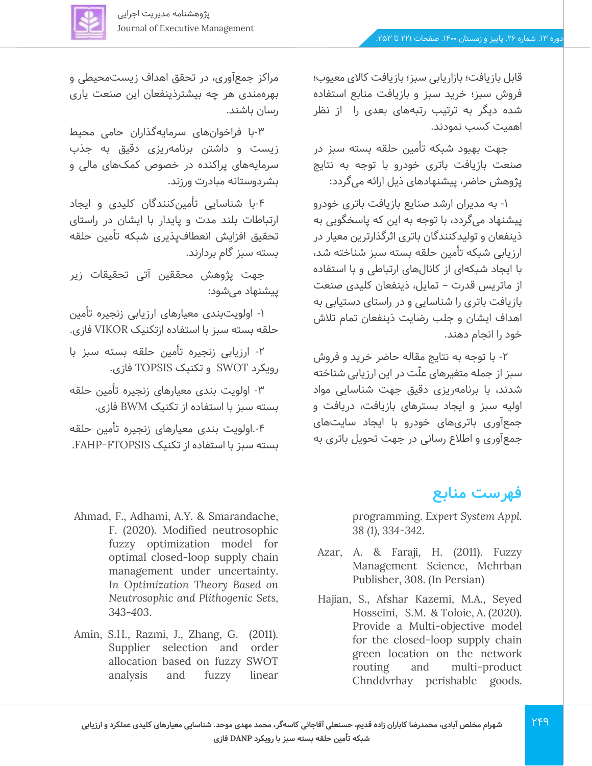قابل بازیافت؛ بازاریابی سبز؛ بازیافت کالای معیوب؛ فروش سبز؛ خرید سبز و بازیافت منابع استفاده شده دیگر به ترتیب رتبه‌های بعدی را از نظر اهمیت کسب نمودند.

جهت بهبود شبکه تأمین حلقه بسته سبز در صنعت بازیافت باتری خودرو با توجه به نتایج پژوهش حاضر، پیشنهادهای ذیل ارائه می‌گردد:

۱- به مدیران ارشد صنایع بازیافت باتری خودرو پیشنهاد می‌گردد، با توجه به این که پاسخگویی به ذینفعان و تولیدکنندگان باتری اثرگذارترین معیار در ارزیابی شبکه تأمین حلقه بسته سبز شناخته شد، با ایجاد شبکه‌ای از کانال‌های ارتباطی و با استفاده از ماتریس قدرت – تمایل، ذینفعان کلیدی صنعت بازیافت باتری را شناسایی و در راستای دستیابی به اهداف ایشان و جلب رضایت ذینفعان تمام تلاش خود را انجام دهند.

۲- با توجه به نتایج مقاله حاضر خرید و فروش سبز از جمله متغیرهای علّت در این ارزیابی شناخته شدند، با برنامه‌ریزی دقیق جهت شناسایی مواد اولیه سبز و ایجاد بسترهای بازیافت، دریافت و جمع‌آوری باتری‌های خودرو با ایجاد سایت‌های جمع‌آوری و اطلاع رسانی در جهت تحویل باتری به مراکز جمع‌آوری، در تحقق اهداف زیست‌محیطی و بهره‌مندی هر چه بیشترذینفعان این صنعت یاری رسان باشند.

۳-با فراخوان‌های سرمایه‌گذاران حامی محیط زیست و داشتن برنامه‌ریزی دقیق به جذب سرمایه‌های پراکنده در خصوص کمک‌های مالی و بشردوستانه مبادرت ورزند.

۴-با شناسایی تأمین‌کنندگان کلیدی و ایجاد ارتباطات بلند مدت و پایدار با ایشان در راستای تحقیق افزایش انعطاف‌پذیری شبکه تأمین حلقه بسته سبز گام بردارند.

جهت پژوهش محققین آتی تحقیقات زیر پیشنهاد می‌شود:

۱- اولویت‌بندی معیارهای ارزیابی زنجیره تأمین حلقه بسته سبز با استفاده ازتکنیک VIKOR فازی.

۲- ارزیابی زنجیره تأمین حلقه بسته سبز با رویکرد SWOT و تکنیک TOPSIS فازی.

۳- اولویت بندی معیارهای زنجیره تأمین حلقه بسته سبز با استفاده از تکنیک BWM فازی.

۴-.اولویت بندی معیارهای زنجیره تأمین حلقه بسته سبز با استفاده از تکنیک FAHP-FTOPSIS.

## فهرست منابع

Ahmad, F., Adhami, A.Y. & Smarandache, F. (2020). Modified neutrosophic fuzzy optimization model for optimal closed-loop supply chain management under uncertainty. *In Optimization Theory Based on Neutrosophic and Plithogenic Sets*, 343-403.

Amin, S.H., Razmi, J., Zhang, G. (2011). Supplier selection and order allocation based on fuzzy SWOT analysis and fuzzy linear programming. *Expert System Appl. 38 (1)*, 334-342.

Azar, A. & Faraji, H. (2011). Fuzzy Management Science, Mehrban Publisher, 308. (In Persian)

Hajian, S., Afshar Kazemi, M.A., Seyed Hosseini, S.M. & Toloie, A. (2020). Provide a Multi-objective model for the closed-loop supply chain green location on the network routing and multi-product Chnddvrhay perishable goods.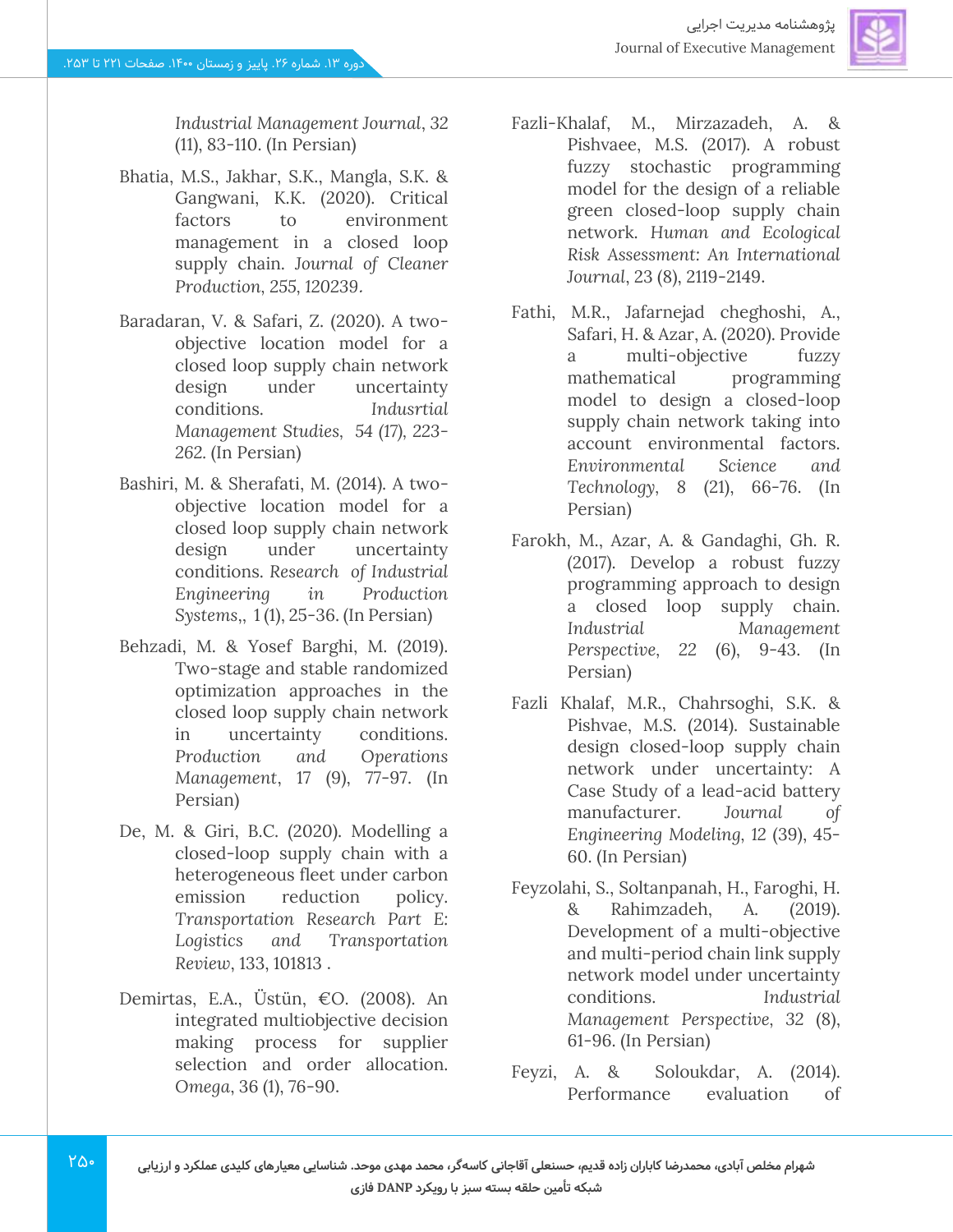*Industrial Management Journal*, 32 (11), 83-110. (In Persian)

Bhatia, M.S., Jakhar, S.K., Mangla, S.K. & Gangwani, K.K. (2020). Critical factors to environment management in a closed loop supply chain. *Journal of Cleaner Production*, 255, 120239.

Baradaran, V. & Safari, Z. (2020). A two-objective location model for a closed loop supply chain network design under uncertainty conditions. *Indusrtial Management Studies*, 54 (17), 223-262. (In Persian)

Bashiri, M. & Sherafati, M. (2014). A two-objective location model for a closed loop supply chain network design under uncertainty conditions. *Research of Industrial Engineering in Production Systems*,, 1 (1), 25-36. (In Persian)

Behzadi, M. & Yosef Barghi, M. (2019). Two-stage and stable randomized optimization approaches in the closed loop supply chain network in uncertainty conditions. *Production and Operations Management*, 17 (9), 77-97. (In Persian)

De, M. & Giri, B.C. (2020). Modelling a closed-loop supply chain with a heterogeneous fleet under carbon emission reduction policy. *Transportation Research Part E: Logistics and Transportation Review*, 133, 101813 .

Demirtas, E.A., Üstün, €O. (2008). An integrated multiobjective decision making process for supplier selection and order allocation. *Omega*, 36 (1), 76-90.

Fazli-Khalaf, M., Mirzazadeh, A. & Pishvaee, M.S. (2017). A robust fuzzy stochastic programming model for the design of a reliable green closed-loop supply chain network. *Human and Ecological Risk Assessment: An International Journal*, 23 (8), 2119-2149.

Fathi, M.R., Jafarnejad cheghoshi, A., Safari, H. & Azar, A. (2020). Provide a multi-objective fuzzy mathematical programming model to design a closed-loop supply chain network taking into account environmental factors. *Environmental Science and Technology*, 8 (21), 66-76. (In Persian)

Farokh, M., Azar, A. & Gandaghi, Gh. R. (2017). Develop a robust fuzzy programming approach to design a closed loop supply chain. *Industrial Management Perspective*, 22 (6), 9-43. (In Persian)

Fazli Khalaf, M.R., Chahrsoghi, S.K. & Pishvae, M.S. (2014). Sustainable design closed-loop supply chain network under uncertainty: A Case Study of a lead-acid battery manufacturer. *Journal of Engineering Modeling*, 12 (39), 45-60. (In Persian)

Feyzolahi, S., Soltanpanah, H., Faroghi, H. & Rahimzadeh, A. (2019). Development of a multi-objective and multi-period chain link supply network model under uncertainty conditions. *Industrial Management Perspective*, 32 (8), 61-96. (In Persian)

Feyzi, A. & Soloukdar, A. (2014). Performance evaluation of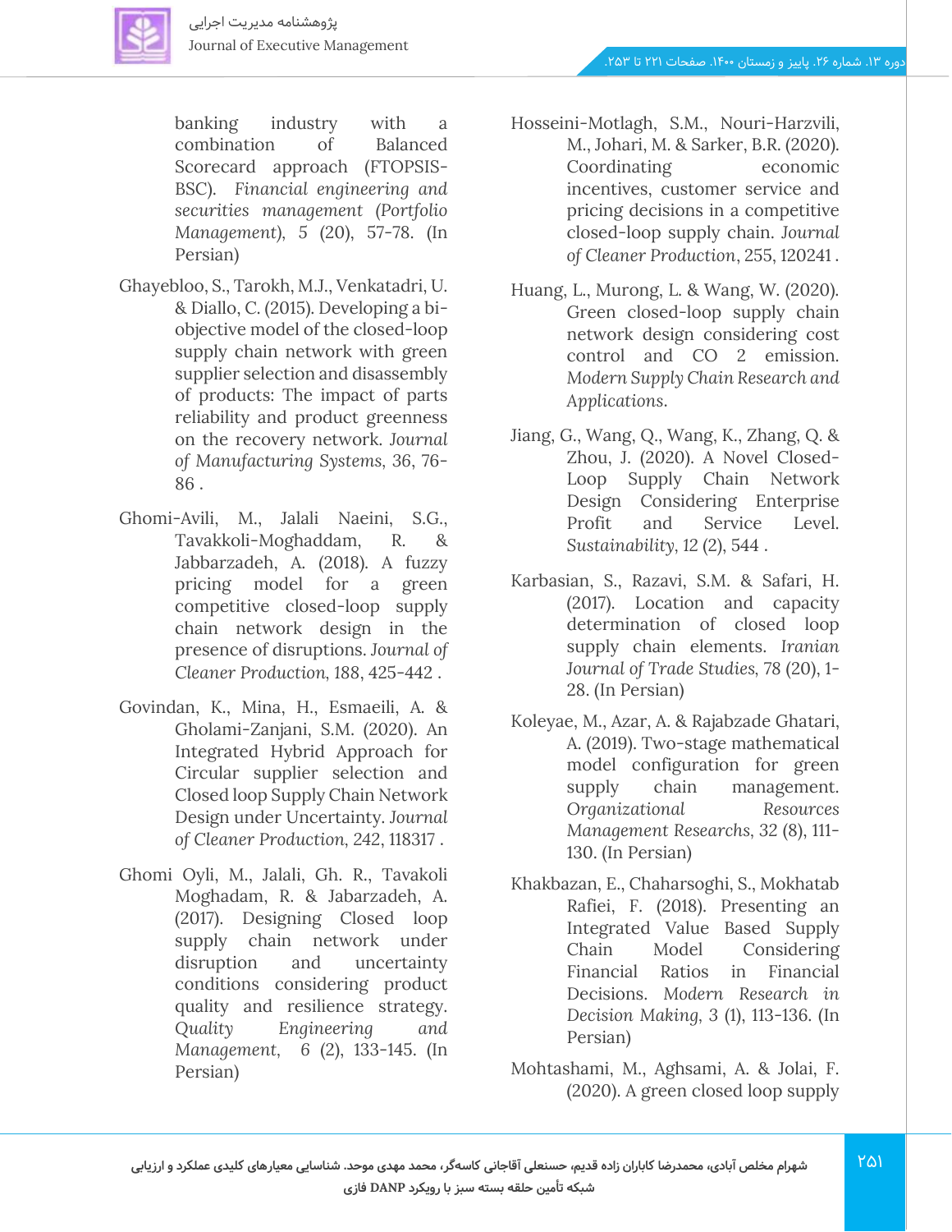banking industry with a combination of Balanced Scorecard approach (FTOPSIS-BSC). *Financial engineering and securities management (Portfolio Management)*, 5 (20), 57-78. (In Persian)

Ghayebloo, S., Tarokh, M.J., Venkatadri, U. & Diallo, C. (2015). Developing a bi-objective model of the closed-loop supply chain network with green supplier selection and disassembly of products: The impact of parts reliability and product greenness on the recovery network. *Journal of Manufacturing Systems*, 36, 76-86 .

Ghomi-Avili, M., Jalali Naeini, S.G., Tavakkoli-Moghaddam, R. & Jabbarzadeh, A. (2018). A fuzzy pricing model for a green competitive closed-loop supply chain network design in the presence of disruptions. *Journal of Cleaner Production*, 188, 425-442 .

Govindan, K., Mina, H., Esmaeili, A. & Gholami-Zanjani, S.M. (2020). An Integrated Hybrid Approach for Circular supplier selection and Closed loop Supply Chain Network Design under Uncertainty. *Journal of Cleaner Production*, 242, 118317 .

Ghomi Oyli, M., Jalali, Gh. R., Tavakoli Moghadam, R. & Jabarzadeh, A. (2017). Designing Closed loop supply chain network under disruption and uncertainty conditions considering product quality and resilience strategy. *Quality Engineering and Management*, 6 (2), 133-145. (In Persian)

Hosseini-Motlagh, S.M., Nouri-Harzvili, M., Johari, M. & Sarker, B.R. (2020). Coordinating economic incentives, customer service and pricing decisions in a competitive closed-loop supply chain. *Journal of Cleaner Production*, 255, 120241 .

Huang, L., Murong, L. & Wang, W. (2020). Green closed-loop supply chain network design considering cost control and CO 2 emission. *Modern Supply Chain Research and Applications*.

Jiang, G., Wang, Q., Wang, K., Zhang, Q. & Zhou, J. (2020). A Novel Closed-Loop Supply Chain Network Design Considering Enterprise Profit and Service Level. *Sustainability*, 12 (2), 544 .

Karbasian, S., Razavi, S.M. & Safari, H. (2017). Location and capacity determination of closed loop supply chain elements. *Iranian Journal of Trade Studies*, 78 (20), 1-28. (In Persian)

Koleyae, M., Azar, A. & Rajabzade Ghatari, A. (2019). Two-stage mathematical model configuration for green supply chain management. *Organizational Resources Management Researchs*, 32 (8), 111-130. (In Persian)

Khakbazan, E., Chaharsoghi, S., Mokhatab Rafiei, F. (2018). Presenting an Integrated Value Based Supply Chain Model Considering Financial Ratios in Financial Decisions. *Modern Research in Decision Making*, 3 (1), 113-136. (In Persian)

Mohtashami, M., Aghsami, A. & Jolai, F. (2020). A green closed loop supply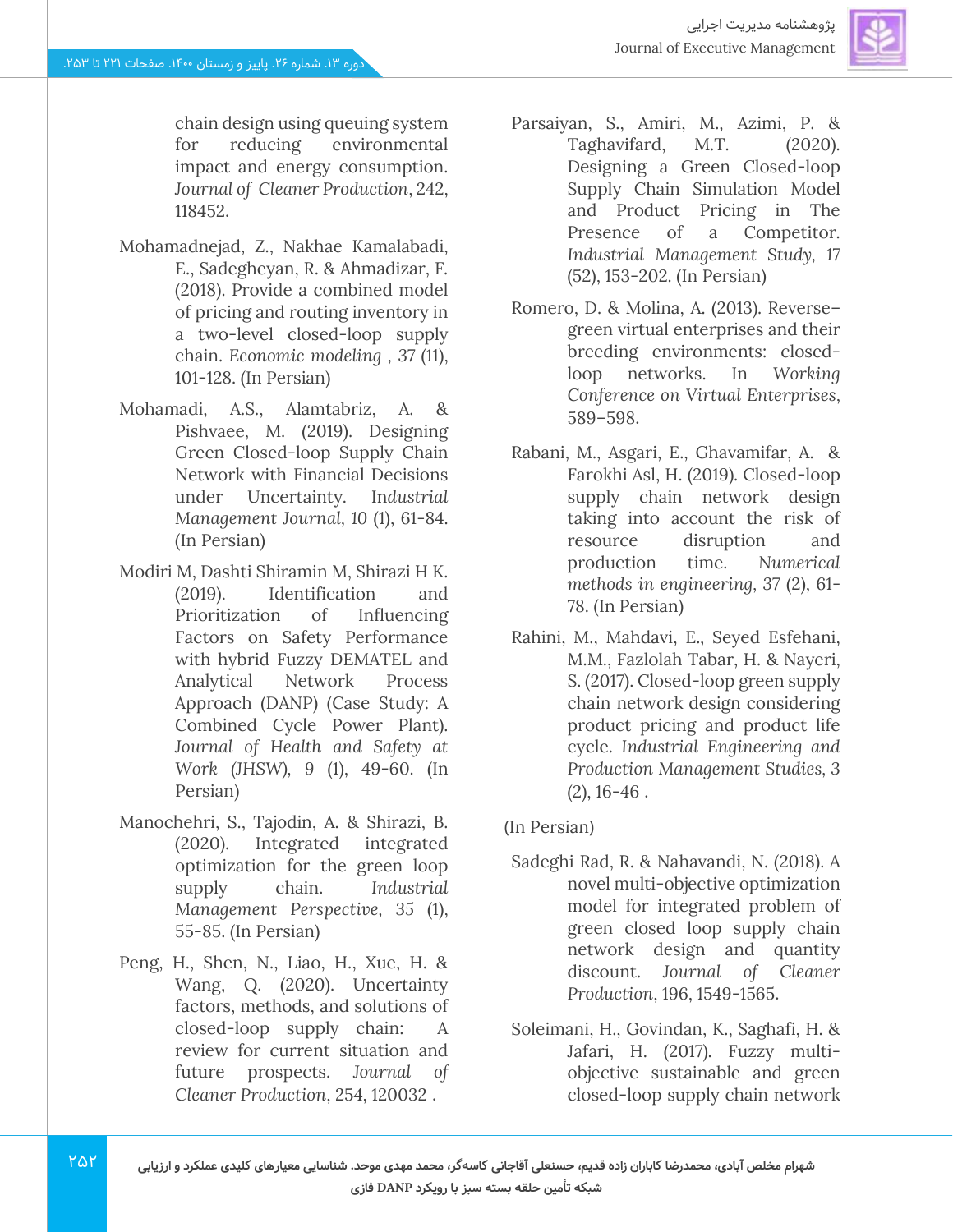chain design using queuing system for reducing environmental impact and energy consumption. *Journal of Cleaner Production*, 242, 118452.

Mohamadnejad, Z., Nakhae Kamalabadi, E., Sadegheyan, R. & Ahmadizar, F. (2018). Provide a combined model of pricing and routing inventory in a two-level closed-loop supply chain. *Economic modeling* , 37 (11), 101-128. (In Persian)

Mohamadi, A.S., Alamtabriz, A. & Pishvaee, M. (2019). Designing Green Closed-loop Supply Chain Network with Financial Decisions under Uncertainty. *Industrial Management Journal*, 10 (1), 61-84. (In Persian)

Modiri M, Dashti Shiramin M, Shirazi H K. (2019). Identification and Prioritization of Influencing Factors on Safety Performance with hybrid Fuzzy DEMATEL and Analytical Network Process Approach (DANP) (Case Study: A Combined Cycle Power Plant). *Journal of Health and Safety at Work* (JHSW), 9 (1), 49-60. (In Persian)

Manochehri, S., Tajodin, A. & Shirazi, B. (2020). Integrated integrated optimization for the green loop supply chain. *Industrial Management Perspective*, 35 (1), 55-85. (In Persian)

Peng, H., Shen, N., Liao, H., Xue, H. & Wang, Q. (2020). Uncertainty factors, methods, and solutions of closed-loop supply chain: A review for current situation and future prospects. *Journal of Cleaner Production*, 254, 120032 .

Parsaiyan, S., Amiri, M., Azimi, P. & Taghavifard, M.T. (2020). Designing a Green Closed-loop Supply Chain Simulation Model and Product Pricing in The Presence of a Competitor. *Industrial Management Study*, 17 (52), 153-202. (In Persian)

Romero, D. & Molina, A. (2013). Reverse–green virtual enterprises and their breeding environments: closed-loop networks. In *Working Conference on Virtual Enterprises*, 589–598.

Rabani, M., Asgari, E., Ghavamifar, A. & Farokhi Asl, H. (2019). Closed-loop supply chain network design taking into account the risk of resource disruption and production time. *Numerical methods in engineering*, 37 (2), 61-78. (In Persian)

Rahini, M., Mahdavi, E., Seyed Esfehani, M.M., Fazlolah Tabar, H. & Nayeri, S. (2017). Closed-loop green supply chain network design considering product pricing and product life cycle. *Industrial Engineering and Production Management Studies*, 3 (2), 16-46 .

(In Persian)

Sadeghi Rad, R. & Nahavandi, N. (2018). A novel multi-objective optimization model for integrated problem of green closed loop supply chain network design and quantity discount. *Journal of Cleaner Production*, 196, 1549-1565.

Soleimani, H., Govindan, K., Saghafi, H. & Jafari, H. (2017). Fuzzy multi-objective sustainable and green closed-loop supply chain network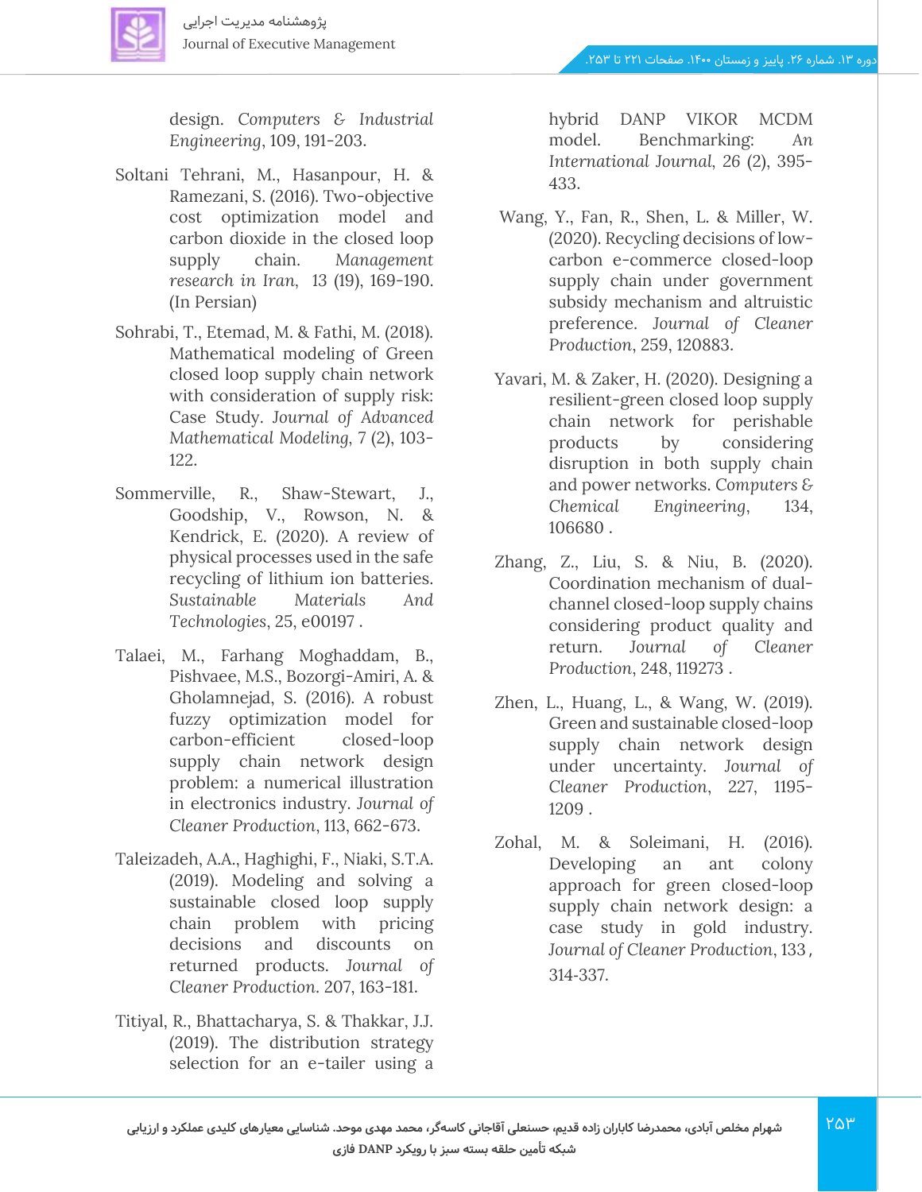design. *Computers & Industrial Engineering*, 109, 191-203.

Soltani Tehrani, M., Hasanpour, H. & Ramezani, S. (2016). Two-objective cost optimization model and carbon dioxide in the closed loop supply chain. *Management research in Iran*, 13 (19), 169-190. (In Persian)

Sohrabi, T., Etemad, M. & Fathi, M. (2018). Mathematical modeling of Green closed loop supply chain network with consideration of supply risk: Case Study. *Journal of Advanced Mathematical Modeling*, 7 (2), 103-122.

Sommerville, R., Shaw-Stewart, J., Goodship, V., Rowson, N. & Kendrick, E. (2020). A review of physical processes used in the safe recycling of lithium ion batteries. *Sustainable Materials And Technologies*, 25, e00197 .

Talaei, M., Farhang Moghaddam, B., Pishvaee, M.S., Bozorgi-Amiri, A. & Gholamnejad, S. (2016). A robust fuzzy optimization model for carbon-efficient closed-loop supply chain network design problem: a numerical illustration in electronics industry. *Journal of Cleaner Production*, 113, 662-673.

Taleizadeh, A.A., Haghighi, F., Niaki, S.T.A. (2019). Modeling and solving a sustainable closed loop supply chain problem with pricing decisions and discounts on returned products. *Journal of Cleaner Production*. 207, 163-181.

Titiyal, R., Bhattacharya, S. & Thakkar, J.J. (2019). The distribution strategy selection for an e-tailer using a hybrid DANP VIKOR MCDM model. *Benchmarking: An International Journal*, 26 (2), 395-433.

Wang, Y., Fan, R., Shen, L. & Miller, W. (2020). Recycling decisions of low-carbon e-commerce closed-loop supply chain under government subsidy mechanism and altruistic preference. *Journal of Cleaner Production*, 259, 120883.

Yavari, M. & Zaker, H. (2020). Designing a resilient-green closed loop supply chain network for perishable products by considering disruption in both supply chain and power networks. *Computers & Chemical Engineering*, 134, 106680 .

Zhang, Z., Liu, S. & Niu, B. (2020). Coordination mechanism of dual-channel closed-loop supply chains considering product quality and return. *Journal of Cleaner Production*, 248, 119273 .

Zhen, L., Huang, L., & Wang, W. (2019). Green and sustainable closed-loop supply chain network design under uncertainty. *Journal of Cleaner Production*, 227, 1195-1209 .

Zohal, M. & Soleimani, H. (2016). Developing an ant colony approach for green closed-loop supply chain network design: a case study in gold industry. *Journal of Cleaner Production*, 133 , 314-337.